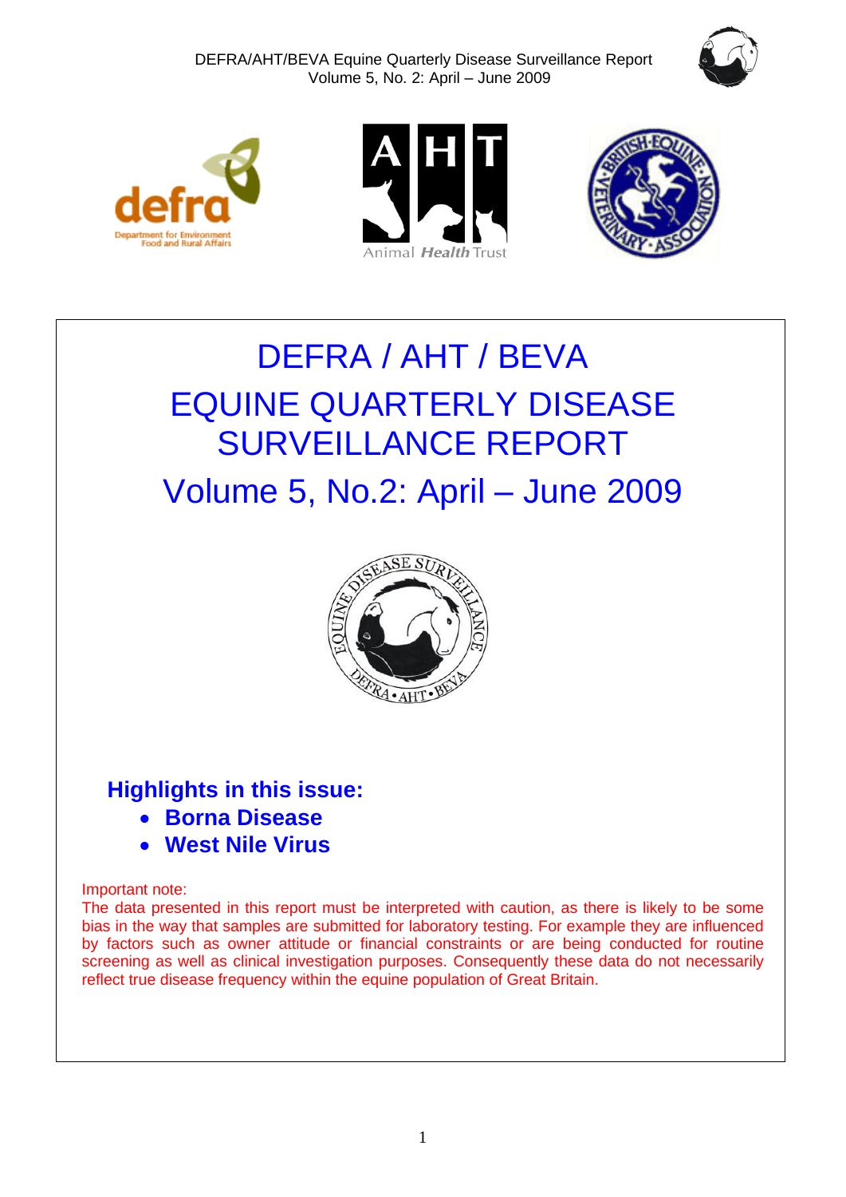# DEFRA / AHT / BEVA

# EQUINE QUARTERLY DISEASE SURVEILLANCE REPORT

## Volume 5, No.2: April – June 2009

### Highlights in this issue:

- **Borna Disease**
- **West Nile Virus**

Important note:

The data presented in this report must be interpreted with caution, as there is likely to be some bias in the way that samples are submitted for laboratory testing. For example they are influenced by factors such as owner attitude or financial constraints or are being conducted for routine screening as well as clinical investigation purposes. Consequently these data do not necessarily reflect true disease frequency within the equine population of Great Britain.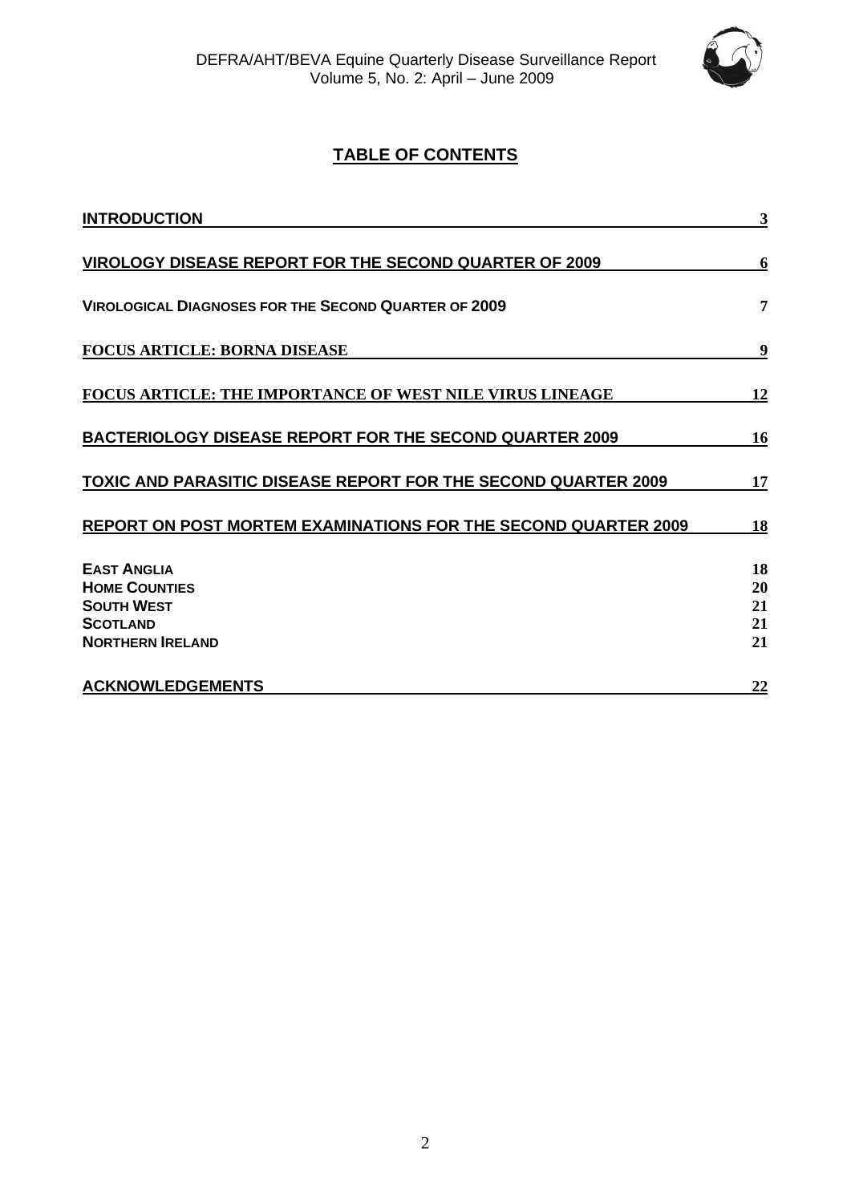# TABLE OF CONTENTS

| | |
|---|---|
| **INTRODUCTION** | 3 |
| **VIROLOGY DISEASE REPORT FOR THE SECOND QUARTER OF 2009** | 6 |
| **VIROLOGICAL DIAGNOSES FOR THE SECOND QUARTER OF 2009** | 7 |
| **FOCUS ARTICLE: BORNA DISEASE** | 9 |
| **FOCUS ARTICLE: THE IMPORTANCE OF WEST NILE VIRUS LINEAGE** | 12 |
| **BACTERIOLOGY DISEASE REPORT FOR THE SECOND QUARTER 2009** | 16 |
| **TOXIC AND PARASITIC DISEASE REPORT FOR THE SECOND QUARTER 2009** | 17 |
| **REPORT ON POST MORTEM EXAMINATIONS FOR THE SECOND QUARTER 2009** | 18 |
| **EAST ANGLIA** | 18 |
| **HOME COUNTIES** | 20 |
| **SOUTH WEST** | 21 |
| **SCOTLAND** | 21 |
| **NORTHERN IRELAND** | 21 |
| **ACKNOWLEDGEMENTS** | 22 |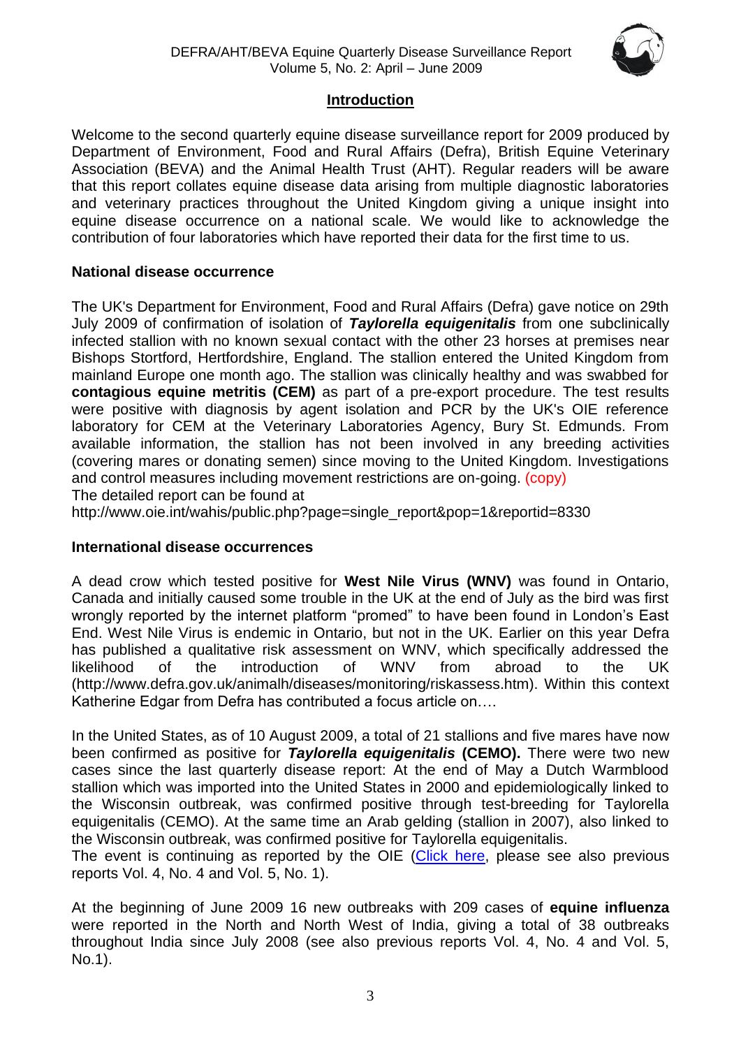## Introduction

Welcome to the second quarterly equine disease surveillance report for 2009 produced by Department of Environment, Food and Rural Affairs (Defra), British Equine Veterinary Association (BEVA) and the Animal Health Trust (AHT). Regular readers will be aware that this report collates equine disease data arising from multiple diagnostic laboratories and veterinary practices throughout the United Kingdom giving a unique insight into equine disease occurrence on a national scale. We would like to acknowledge the contribution of four laboratories which have reported their data for the first time to us.

### National disease occurrence

The UK's Department for Environment, Food and Rural Affairs (Defra) gave notice on 29th July 2009 of confirmation of isolation of ***Taylorella equigenitalis*** from one subclinically infected stallion with no known sexual contact with the other 23 horses at premises near Bishops Stortford, Hertfordshire, England. The stallion entered the United Kingdom from mainland Europe one month ago. The stallion was clinically healthy and was swabbed for **contagious equine metritis (CEM)** as part of a pre-export procedure. The test results were positive with diagnosis by agent isolation and PCR by the UK's OIE reference laboratory for CEM at the Veterinary Laboratories Agency, Bury St. Edmunds. From available information, the stallion has not been involved in any breeding activities (covering mares or donating semen) since moving to the United Kingdom. Investigations and control measures including movement restrictions are on-going. (copy)
The detailed report can be found at
http://www.oie.int/wahis/public.php?page=single_report&pop=1&reportid=8330

### International disease occurrences

A dead crow which tested positive for **West Nile Virus (WNV)** was found in Ontario, Canada and initially caused some trouble in the UK at the end of July as the bird was first wrongly reported by the internet platform "promed" to have been found in London's East End. West Nile Virus is endemic in Ontario, but not in the UK. Earlier on this year Defra has published a qualitative risk assessment on WNV, which specifically addressed the likelihood of the introduction of WNV from abroad to the UK (http://www.defra.gov.uk/animalh/diseases/monitoring/riskassess.htm). Within this context Katherine Edgar from Defra has contributed a focus article on….

In the United States, as of 10 August 2009, a total of 21 stallions and five mares have now been confirmed as positive for ***Taylorella equigenitalis*** **(CEMO).** There were two new cases since the last quarterly disease report: At the end of May a Dutch Warmblood stallion which was imported into the United States in 2000 and epidemiologically linked to the Wisconsin outbreak, was confirmed positive through test-breeding for Taylorella equigenitalis (CEMO). At the same time an Arab gelding (stallion in 2007), also linked to the Wisconsin outbreak, was confirmed positive for Taylorella equigenitalis.
The event is continuing as reported by the OIE (Click here, please see also previous reports Vol. 4, No. 4 and Vol. 5, No. 1).

At the beginning of June 2009 16 new outbreaks with 209 cases of **equine influenza** were reported in the North and North West of India, giving a total of 38 outbreaks throughout India since July 2008 (see also previous reports Vol. 4, No. 4 and Vol. 5, No.1).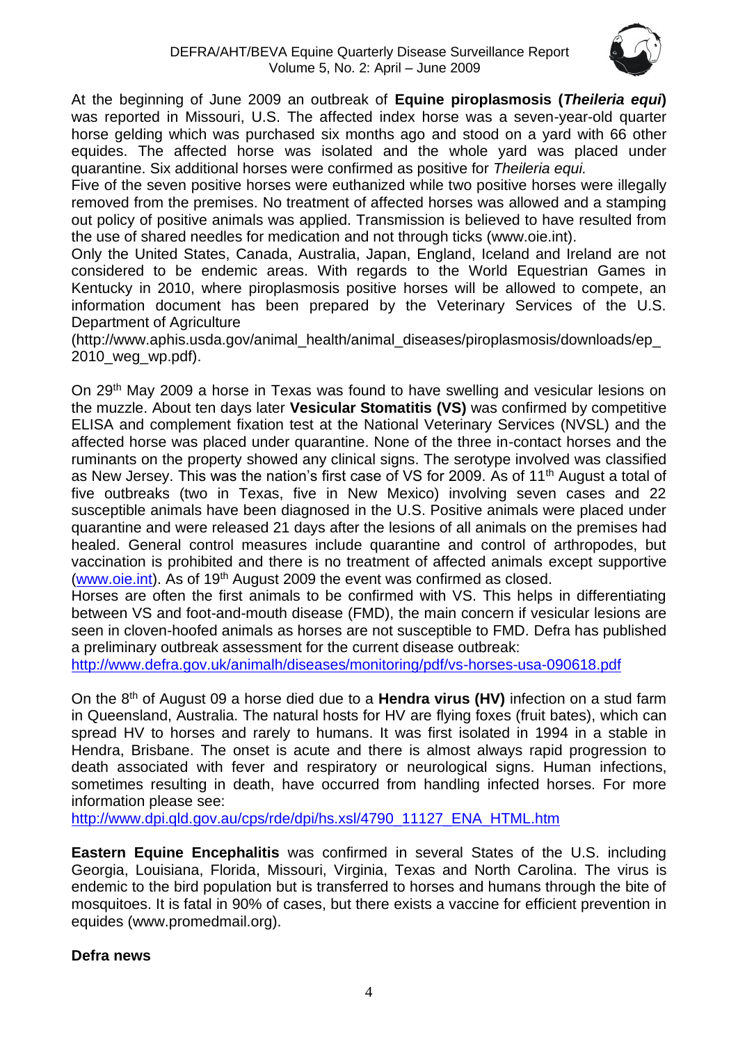At the beginning of June 2009 an outbreak of **Equine piroplasmosis (*Theileria equi*)** was reported in Missouri, U.S. The affected index horse was a seven-year-old quarter horse gelding which was purchased six months ago and stood on a yard with 66 other equides. The affected horse was isolated and the whole yard was placed under quarantine. Six additional horses were confirmed as positive for *Theileria equi.*

Five of the seven positive horses were euthanized while two positive horses were illegally removed from the premises. No treatment of affected horses was allowed and a stamping out policy of positive animals was applied. Transmission is believed to have resulted from the use of shared needles for medication and not through ticks (www.oie.int).

Only the United States, Canada, Australia, Japan, England, Iceland and Ireland are not considered to be endemic areas. With regards to the World Equestrian Games in Kentucky in 2010, where piroplasmosis positive horses will be allowed to compete, an information document has been prepared by the Veterinary Services of the U.S. Department of Agriculture (http://www.aphis.usda.gov/animal_health/animal_diseases/piroplasmosis/downloads/ep_2010_weg_wp.pdf).

On 29th May 2009 a horse in Texas was found to have swelling and vesicular lesions on the muzzle. About ten days later **Vesicular Stomatitis (VS)** was confirmed by competitive ELISA and complement fixation test at the National Veterinary Services (NVSL) and the affected horse was placed under quarantine. None of the three in-contact horses and the ruminants on the property showed any clinical signs. The serotype involved was classified as New Jersey. This was the nation's first case of VS for 2009. As of 11th August a total of five outbreaks (two in Texas, five in New Mexico) involving seven cases and 22 susceptible animals have been diagnosed in the U.S. Positive animals were placed under quarantine and were released 21 days after the lesions of all animals on the premises had healed. General control measures include quarantine and control of arthropodes, but vaccination is prohibited and there is no treatment of affected animals except supportive (www.oie.int). As of 19th August 2009 the event was confirmed as closed.

Horses are often the first animals to be confirmed with VS. This helps in differentiating between VS and foot-and-mouth disease (FMD), the main concern if vesicular lesions are seen in cloven-hoofed animals as horses are not susceptible to FMD. Defra has published a preliminary outbreak assessment for the current disease outbreak:

http://www.defra.gov.uk/animalh/diseases/monitoring/pdf/vs-horses-usa-090618.pdf

On the 8th of August 09 a horse died due to a **Hendra virus (HV)** infection on a stud farm in Queensland, Australia. The natural hosts for HV are flying foxes (fruit bates), which can spread HV to horses and rarely to humans. It was first isolated in 1994 in a stable in Hendra, Brisbane. The onset is acute and there is almost always rapid progression to death associated with fever and respiratory or neurological signs. Human infections, sometimes resulting in death, have occurred from handling infected horses. For more information please see:

http://www.dpi.qld.gov.au/cps/rde/dpi/hs.xsl/4790_11127_ENA_HTML.htm

**Eastern Equine Encephalitis** was confirmed in several States of the U.S. including Georgia, Louisiana, Florida, Missouri, Virginia, Texas and North Carolina. The virus is endemic to the bird population but is transferred to horses and humans through the bite of mosquitoes. It is fatal in 90% of cases, but there exists a vaccine for efficient prevention in equides (www.promedmail.org).

**Defra news**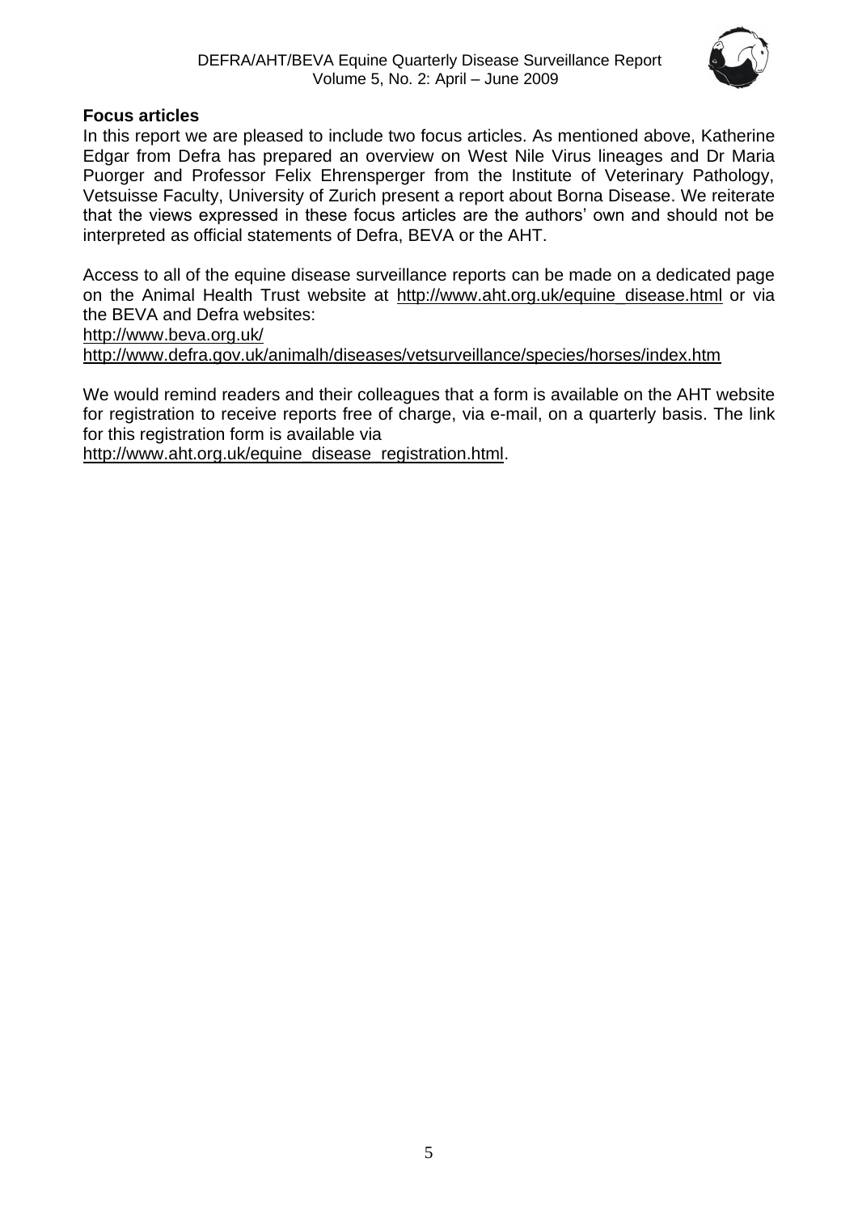### Focus articles

In this report we are pleased to include two focus articles. As mentioned above, Katherine Edgar from Defra has prepared an overview on West Nile Virus lineages and Dr Maria Puorger and Professor Felix Ehrensperger from the Institute of Veterinary Pathology, Vetsuisse Faculty, University of Zurich present a report about Borna Disease. We reiterate that the views expressed in these focus articles are the authors' own and should not be interpreted as official statements of Defra, BEVA or the AHT.

Access to all of the equine disease surveillance reports can be made on a dedicated page on the Animal Health Trust website at http://www.aht.org.uk/equine_disease.html or via the BEVA and Defra websites:
http://www.beva.org.uk/
http://www.defra.gov.uk/animalh/diseases/vetsurveillance/species/horses/index.htm

We would remind readers and their colleagues that a form is available on the AHT website for registration to receive reports free of charge, via e-mail, on a quarterly basis. The link for this registration form is available via
http://www.aht.org.uk/equine_disease_registration.html.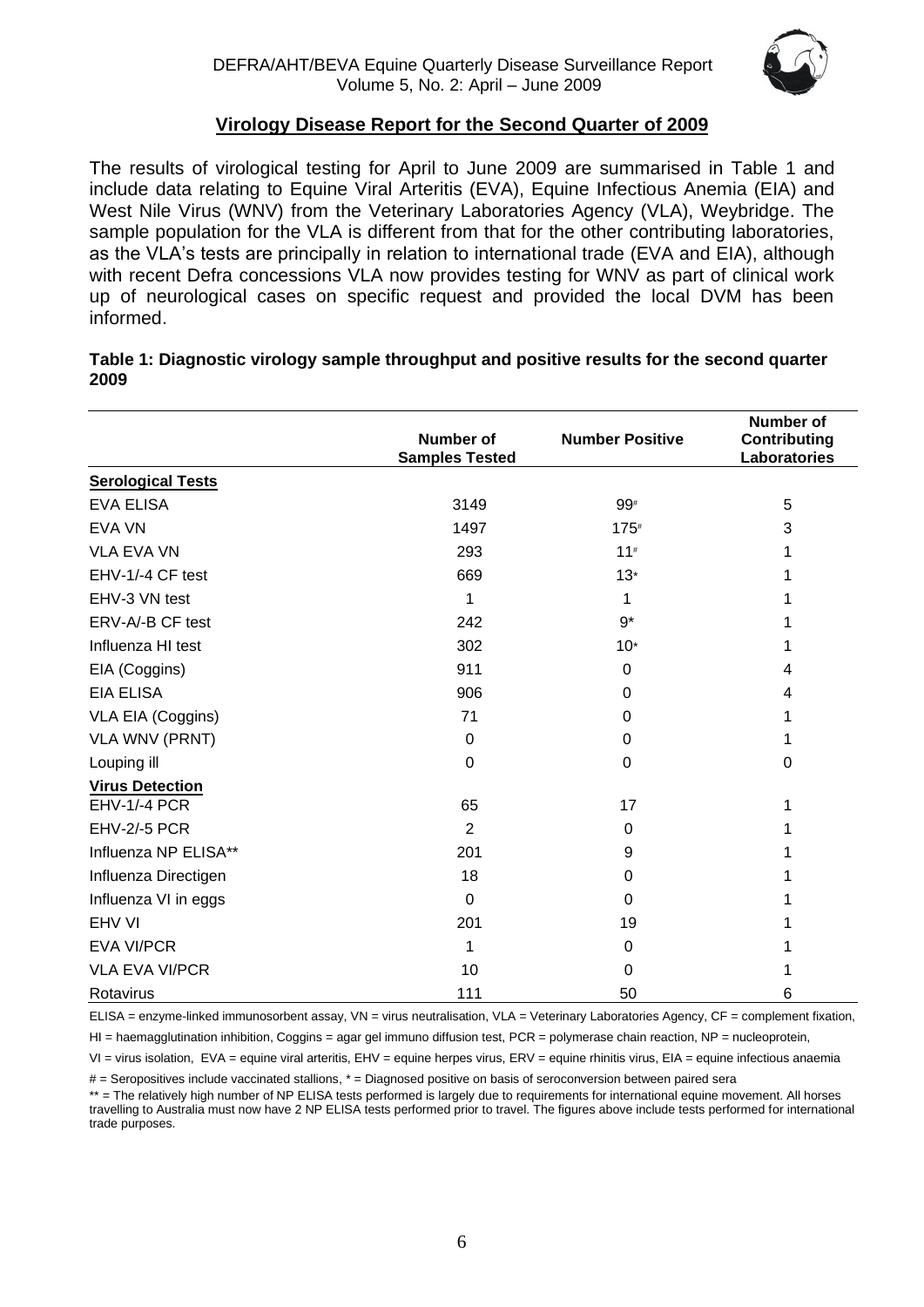## Virology Disease Report for the Second Quarter of 2009

The results of virological testing for April to June 2009 are summarised in Table 1 and include data relating to Equine Viral Arteritis (EVA), Equine Infectious Anemia (EIA) and West Nile Virus (WNV) from the Veterinary Laboratories Agency (VLA), Weybridge. The sample population for the VLA is different from that for the other contributing laboratories, as the VLA's tests are principally in relation to international trade (EVA and EIA), although with recent Defra concessions VLA now provides testing for WNV as part of clinical work up of neurological cases on specific request and provided the local DVM has been informed.

**Table 1: Diagnostic virology sample throughput and positive results for the second quarter 2009**

| | Number of Samples Tested | Number Positive | Number of Contributing Laboratories |
|---|---|---|---|
| **Serological Tests** | | | |
| EVA ELISA | 3149 | 99# | 5 |
| EVA VN | 1497 | 175# | 3 |
| VLA EVA VN | 293 | 11# | 1 |
| EHV-1/-4 CF test | 669 | 13* | 1 |
| EHV-3 VN test | 1 | 1 | 1 |
| ERV-A/-B CF test | 242 | 9* | 1 |
| Influenza HI test | 302 | 10* | 1 |
| EIA (Coggins) | 911 | 0 | 4 |
| EIA ELISA | 906 | 0 | 4 |
| VLA EIA (Coggins) | 71 | 0 | 1 |
| VLA WNV (PRNT) | 0 | 0 | 1 |
| Louping ill | 0 | 0 | 0 |
| **Virus Detection** | | | |
| EHV-1/-4 PCR | 65 | 17 | 1 |
| EHV-2/-5 PCR | 2 | 0 | 1 |
| Influenza NP ELISA** | 201 | 9 | 1 |
| Influenza Directigen | 18 | 0 | 1 |
| Influenza VI in eggs | 0 | 0 | 1 |
| EHV VI | 201 | 19 | 1 |
| EVA VI/PCR | 1 | 0 | 1 |
| VLA EVA VI/PCR | 10 | 0 | 1 |
| Rotavirus | 111 | 50 | 6 |

ELISA = enzyme-linked immunosorbent assay, VN = virus neutralisation, VLA = Veterinary Laboratories Agency, CF = complement fixation, HI = haemagglutination inhibition, Coggins = agar gel immuno diffusion test, PCR = polymerase chain reaction, NP = nucleoprotein, VI = virus isolation, EVA = equine viral arteritis, EHV = equine herpes virus, ERV = equine rhinitis virus, EIA = equine infectious anaemia

# = Seropositives include vaccinated stallions, * = Diagnosed positive on basis of seroconversion between paired sera

** = The relatively high number of NP ELISA tests performed is largely due to requirements for international equine movement. All horses travelling to Australia must now have 2 NP ELISA tests performed prior to travel. The figures above include tests performed for international trade purposes.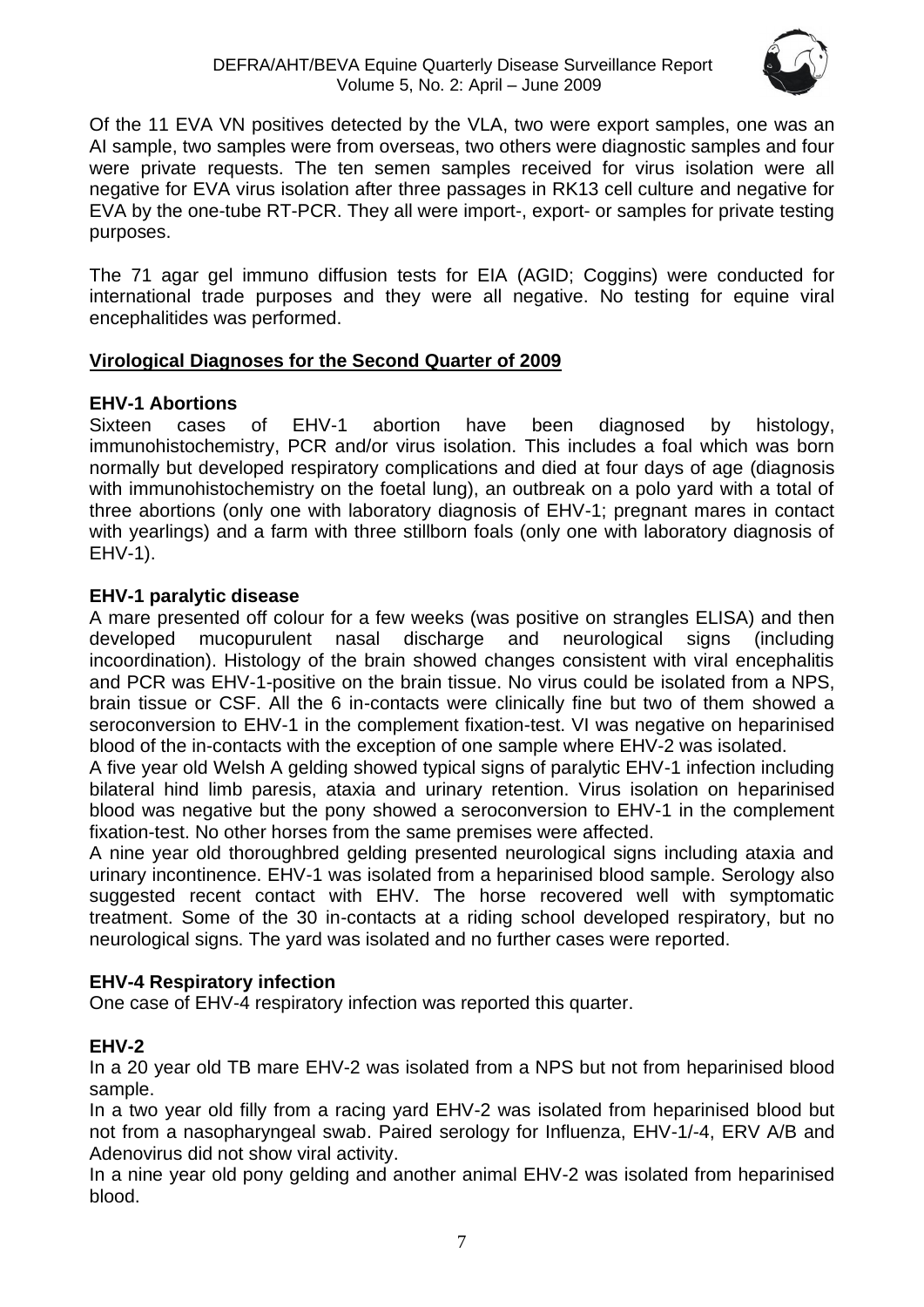Of the 11 EVA VN positives detected by the VLA, two were export samples, one was an AI sample, two samples were from overseas, two others were diagnostic samples and four were private requests. The ten semen samples received for virus isolation were all negative for EVA virus isolation after three passages in RK13 cell culture and negative for EVA by the one-tube RT-PCR. They all were import-, export- or samples for private testing purposes.

The 71 agar gel immuno diffusion tests for EIA (AGID; Coggins) were conducted for international trade purposes and they were all negative. No testing for equine viral encephalitides was performed.

## Virological Diagnoses for the Second Quarter of 2009

### EHV-1 Abortions

Sixteen cases of EHV-1 abortion have been diagnosed by histology, immunohistochemistry, PCR and/or virus isolation. This includes a foal which was born normally but developed respiratory complications and died at four days of age (diagnosis with immunohistochemistry on the foetal lung), an outbreak on a polo yard with a total of three abortions (only one with laboratory diagnosis of EHV-1; pregnant mares in contact with yearlings) and a farm with three stillborn foals (only one with laboratory diagnosis of EHV-1).

### EHV-1 paralytic disease

A mare presented off colour for a few weeks (was positive on strangles ELISA) and then developed mucopurulent nasal discharge and neurological signs (including incoordination). Histology of the brain showed changes consistent with viral encephalitis and PCR was EHV-1-positive on the brain tissue. No virus could be isolated from a NPS, brain tissue or CSF. All the 6 in-contacts were clinically fine but two of them showed a seroconversion to EHV-1 in the complement fixation-test. VI was negative on heparinised blood of the in-contacts with the exception of one sample where EHV-2 was isolated.

A five year old Welsh A gelding showed typical signs of paralytic EHV-1 infection including bilateral hind limb paresis, ataxia and urinary retention. Virus isolation on heparinised blood was negative but the pony showed a seroconversion to EHV-1 in the complement fixation-test. No other horses from the same premises were affected.

A nine year old thoroughbred gelding presented neurological signs including ataxia and urinary incontinence. EHV-1 was isolated from a heparinised blood sample. Serology also suggested recent contact with EHV. The horse recovered well with symptomatic treatment. Some of the 30 in-contacts at a riding school developed respiratory, but no neurological signs. The yard was isolated and no further cases were reported.

### EHV-4 Respiratory infection

One case of EHV-4 respiratory infection was reported this quarter.

### EHV-2

In a 20 year old TB mare EHV-2 was isolated from a NPS but not from heparinised blood sample.

In a two year old filly from a racing yard EHV-2 was isolated from heparinised blood but not from a nasopharyngeal swab. Paired serology for Influenza, EHV-1/-4, ERV A/B and Adenovirus did not show viral activity.

In a nine year old pony gelding and another animal EHV-2 was isolated from heparinised blood.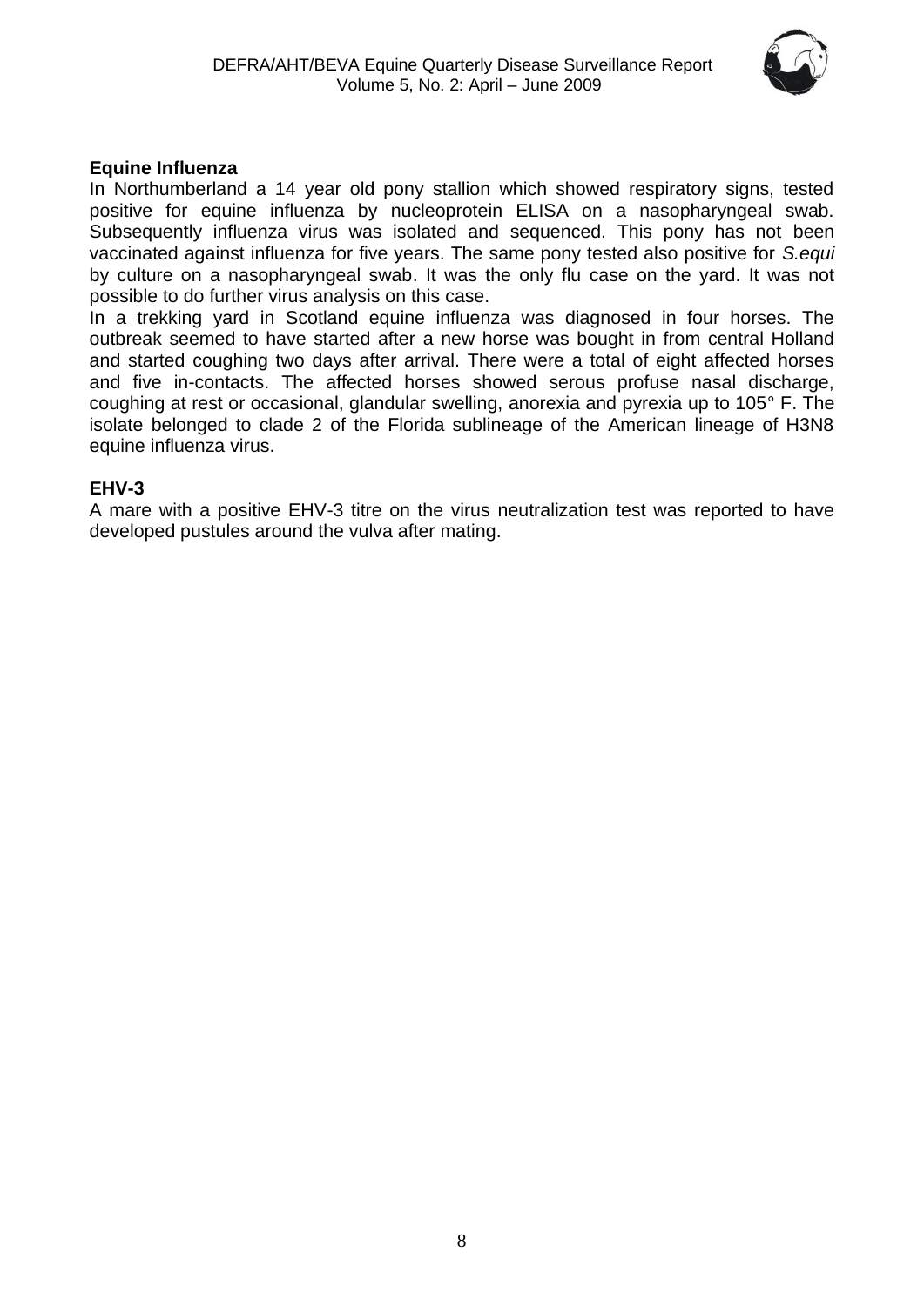### Equine Influenza

In Northumberland a 14 year old pony stallion which showed respiratory signs, tested positive for equine influenza by nucleoprotein ELISA on a nasopharyngeal swab. Subsequently influenza virus was isolated and sequenced. This pony has not been vaccinated against influenza for five years. The same pony tested also positive for *S.equi* by culture on a nasopharyngeal swab. It was the only flu case on the yard. It was not possible to do further virus analysis on this case.

In a trekking yard in Scotland equine influenza was diagnosed in four horses. The outbreak seemed to have started after a new horse was bought in from central Holland and started coughing two days after arrival. There were a total of eight affected horses and five in-contacts. The affected horses showed serous profuse nasal discharge, coughing at rest or occasional, glandular swelling, anorexia and pyrexia up to 105° F. The isolate belonged to clade 2 of the Florida sublineage of the American lineage of H3N8 equine influenza virus.

### EHV-3

A mare with a positive EHV-3 titre on the virus neutralization test was reported to have developed pustules around the vulva after mating.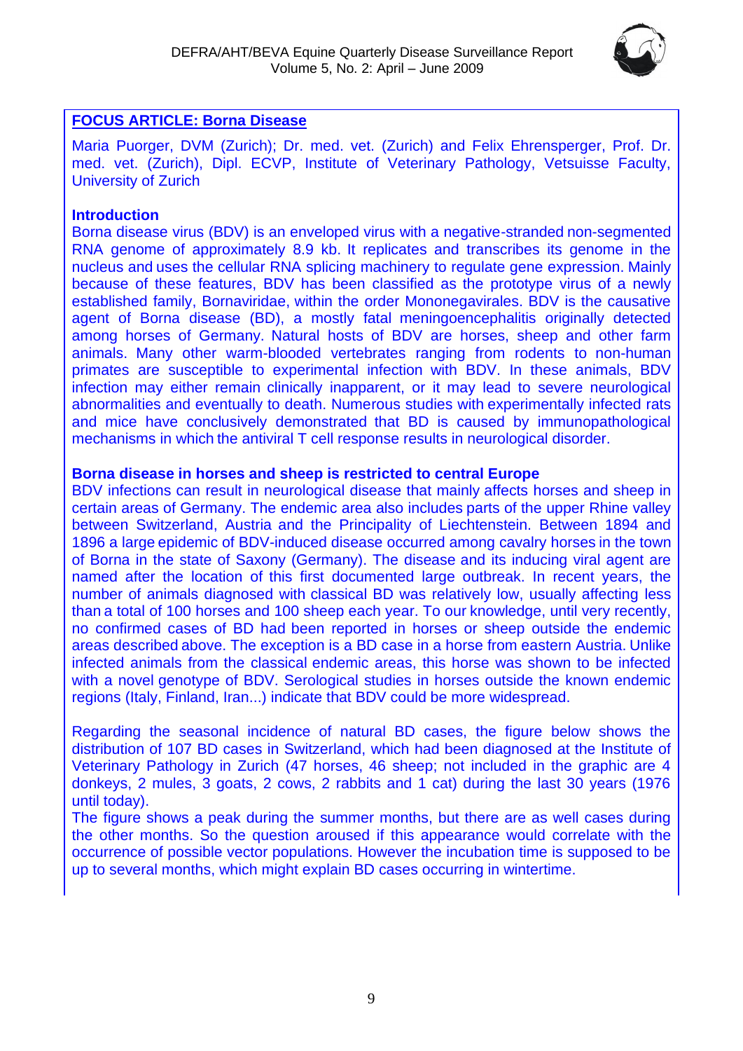## FOCUS ARTICLE: Borna Disease

Maria Puorger, DVM (Zurich); Dr. med. vet. (Zurich) and Felix Ehrensperger, Prof. Dr. med. vet. (Zurich), Dipl. ECVP, Institute of Veterinary Pathology, Vetsuisse Faculty, University of Zurich

### Introduction

Borna disease virus (BDV) is an enveloped virus with a negative-stranded non-segmented RNA genome of approximately 8.9 kb. It replicates and transcribes its genome in the nucleus and uses the cellular RNA splicing machinery to regulate gene expression. Mainly because of these features, BDV has been classified as the prototype virus of a newly established family, Bornaviridae, within the order Mononegavirales. BDV is the causative agent of Borna disease (BD), a mostly fatal meningoencephalitis originally detected among horses of Germany. Natural hosts of BDV are horses, sheep and other farm animals. Many other warm-blooded vertebrates ranging from rodents to non-human primates are susceptible to experimental infection with BDV. In these animals, BDV infection may either remain clinically inapparent, or it may lead to severe neurological abnormalities and eventually to death. Numerous studies with experimentally infected rats and mice have conclusively demonstrated that BD is caused by immunopathological mechanisms in which the antiviral T cell response results in neurological disorder.

### Borna disease in horses and sheep is restricted to central Europe

BDV infections can result in neurological disease that mainly affects horses and sheep in certain areas of Germany. The endemic area also includes parts of the upper Rhine valley between Switzerland, Austria and the Principality of Liechtenstein. Between 1894 and 1896 a large epidemic of BDV-induced disease occurred among cavalry horses in the town of Borna in the state of Saxony (Germany). The disease and its inducing viral agent are named after the location of this first documented large outbreak. In recent years, the number of animals diagnosed with classical BD was relatively low, usually affecting less than a total of 100 horses and 100 sheep each year. To our knowledge, until very recently, no confirmed cases of BD had been reported in horses or sheep outside the endemic areas described above. The exception is a BD case in a horse from eastern Austria. Unlike infected animals from the classical endemic areas, this horse was shown to be infected with a novel genotype of BDV. Serological studies in horses outside the known endemic regions (Italy, Finland, Iran...) indicate that BDV could be more widespread.

Regarding the seasonal incidence of natural BD cases, the figure below shows the distribution of 107 BD cases in Switzerland, which had been diagnosed at the Institute of Veterinary Pathology in Zurich (47 horses, 46 sheep; not included in the graphic are 4 donkeys, 2 mules, 3 goats, 2 cows, 2 rabbits and 1 cat) during the last 30 years (1976 until today).

The figure shows a peak during the summer months, but there are as well cases during the other months. So the question aroused if this appearance would correlate with the occurrence of possible vector populations. However the incubation time is supposed to be up to several months, which might explain BD cases occurring in wintertime.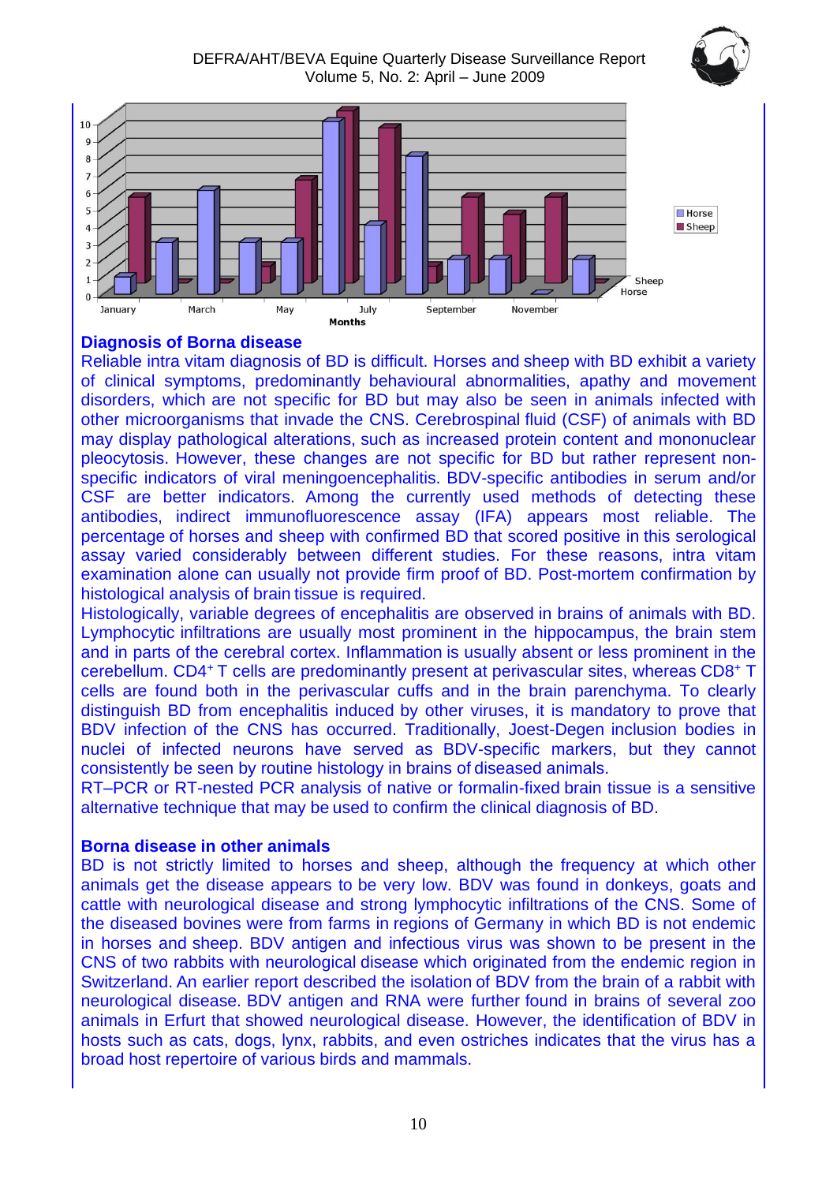10
9
8
7
6
5
4
3
2
1
0

January
March
May
July
September
November

Months

Sheep
Horse

Horse
Sheep

## Diagnosis of Borna disease

Reliable intra vitam diagnosis of BD is difficult. Horses and sheep with BD exhibit a variety of clinical symptoms, predominantly behavioural abnormalities, apathy and movement disorders, which are not specific for BD but may also be seen in animals infected with other microorganisms that invade the CNS. Cerebrospinal fluid (CSF) of animals with BD may display pathological alterations, such as increased protein content and mononuclear pleocytosis. However, these changes are not specific for BD but rather represent non-specific indicators of viral meningoencephalitis. BDV-specific antibodies in serum and/or CSF are better indicators. Among the currently used methods of detecting these antibodies, indirect immunofluorescence assay (IFA) appears most reliable. The percentage of horses and sheep with confirmed BD that scored positive in this serological assay varied considerably between different studies. For these reasons, intra vitam examination alone can usually not provide firm proof of BD. Post-mortem confirmation by histological analysis of brain tissue is required.

Histologically, variable degrees of encephalitis are observed in brains of animals with BD. Lymphocytic infiltrations are usually most prominent in the hippocampus, the brain stem and in parts of the cerebral cortex. Inflammation is usually absent or less prominent in the cerebellum. $CD4^{+}$ T cells are predominantly present at perivascular sites, whereas $CD8^{+}$ T cells are found both in the perivascular cuffs and in the brain parenchyma. To clearly distinguish BD from encephalitis induced by other viruses, it is mandatory to prove that BDV infection of the CNS has occurred. Traditionally, Joest-Degen inclusion bodies in nuclei of infected neurons have served as BDV-specific markers, but they cannot consistently be seen by routine histology in brains of diseased animals.

RT–PCR or RT-nested PCR analysis of native or formalin-fixed brain tissue is a sensitive alternative technique that may be used to confirm the clinical diagnosis of BD.

## Borna disease in other animals

BD is not strictly limited to horses and sheep, although the frequency at which other animals get the disease appears to be very low. BDV was found in donkeys, goats and cattle with neurological disease and strong lymphocytic infiltrations of the CNS. Some of the diseased bovines were from farms in regions of Germany in which BD is not endemic in horses and sheep. BDV antigen and infectious virus was shown to be present in the CNS of two rabbits with neurological disease which originated from the endemic region in Switzerland. An earlier report described the isolation of BDV from the brain of a rabbit with neurological disease. BDV antigen and RNA were further found in brains of several zoo animals in Erfurt that showed neurological disease. However, the identification of BDV in hosts such as cats, dogs, lynx, rabbits, and even ostriches indicates that the virus has a broad host repertoire of various birds and mammals.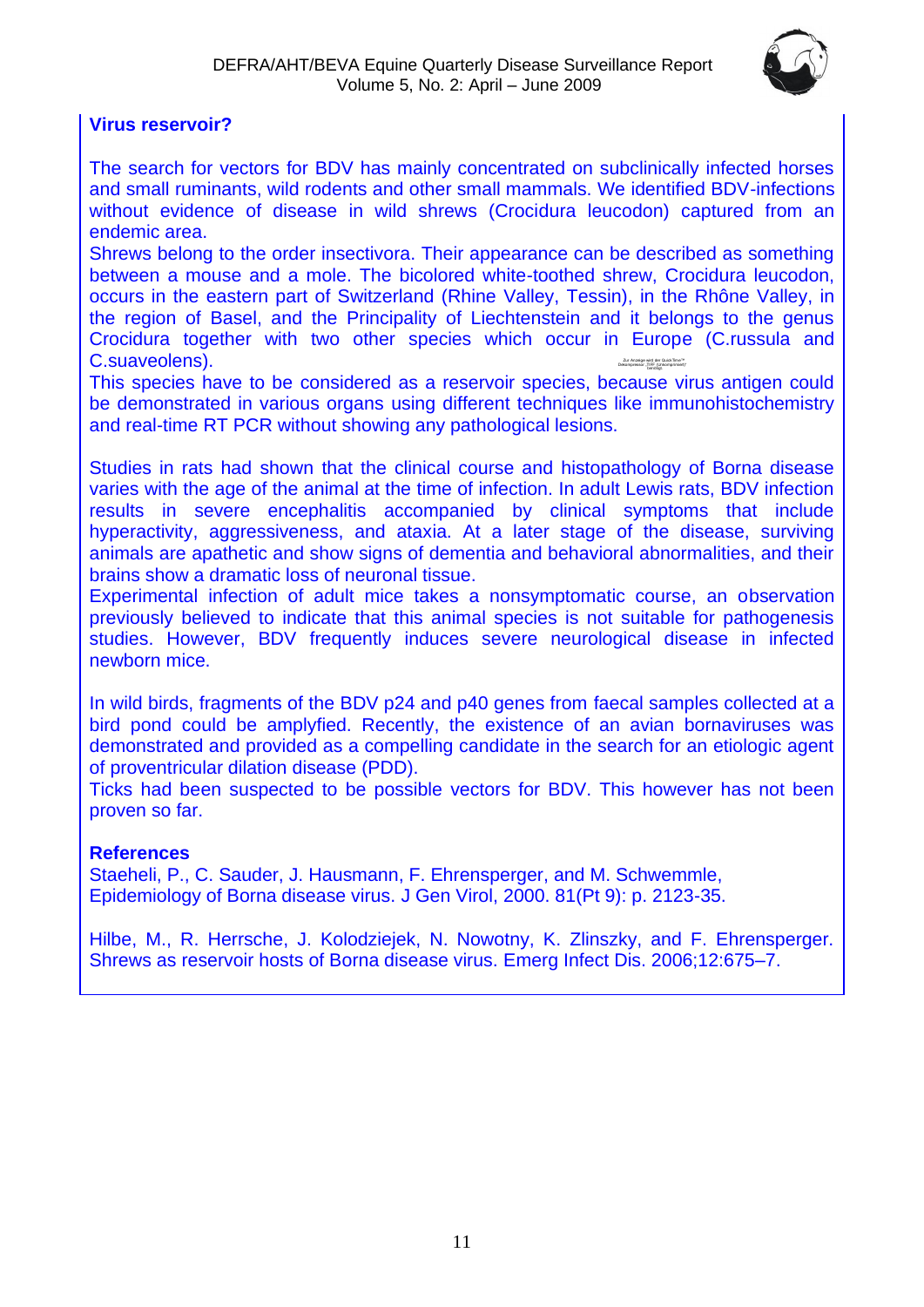## Virus reservoir?

The search for vectors for BDV has mainly concentrated on subclinically infected horses and small ruminants, wild rodents and other small mammals. We identified BDV-infections without evidence of disease in wild shrews (Crocidura leucodon) captured from an endemic area.

Shrews belong to the order insectivora. Their appearance can be described as something between a mouse and a mole. The bicolored white-toothed shrew, Crocidura leucodon, occurs in the eastern part of Switzerland (Rhine Valley, Tessin), in the Rhône Valley, in the region of Basel, and the Principality of Liechtenstein and it belongs to the genus Crocidura together with two other species which occur in Europe (C.russula and C.suaveolens).

This species have to be considered as a reservoir species, because virus antigen could be demonstrated in various organs using different techniques like immunohistochemistry and real-time RT PCR without showing any pathological lesions.

Studies in rats had shown that the clinical course and histopathology of Borna disease varies with the age of the animal at the time of infection. In adult Lewis rats, BDV infection results in severe encephalitis accompanied by clinical symptoms that include hyperactivity, aggressiveness, and ataxia. At a later stage of the disease, surviving animals are apathetic and show signs of dementia and behavioral abnormalities, and their brains show a dramatic loss of neuronal tissue.

Experimental infection of adult mice takes a nonsymptomatic course, an observation previously believed to indicate that this animal species is not suitable for pathogenesis studies. However, BDV frequently induces severe neurological disease in infected newborn mice.

In wild birds, fragments of the BDV p24 and p40 genes from faecal samples collected at a bird pond could be amplyfied. Recently, the existence of an avian bornaviruses was demonstrated and provided as a compelling candidate in the search for an etiologic agent of proventricular dilation disease (PDD).

Ticks had been suspected to be possible vectors for BDV. This however has not been proven so far.

### References

Staeheli, P., C. Sauder, J. Hausmann, F. Ehrensperger, and M. Schwemmle, Epidemiology of Borna disease virus. J Gen Virol, 2000. 81(Pt 9): p. 2123-35.

Hilbe, M., R. Herrsche, J. Kolodziejek, N. Nowotny, K. Zlinszky, and F. Ehrensperger. Shrews as reservoir hosts of Borna disease virus. Emerg Infect Dis. 2006;12:675–7.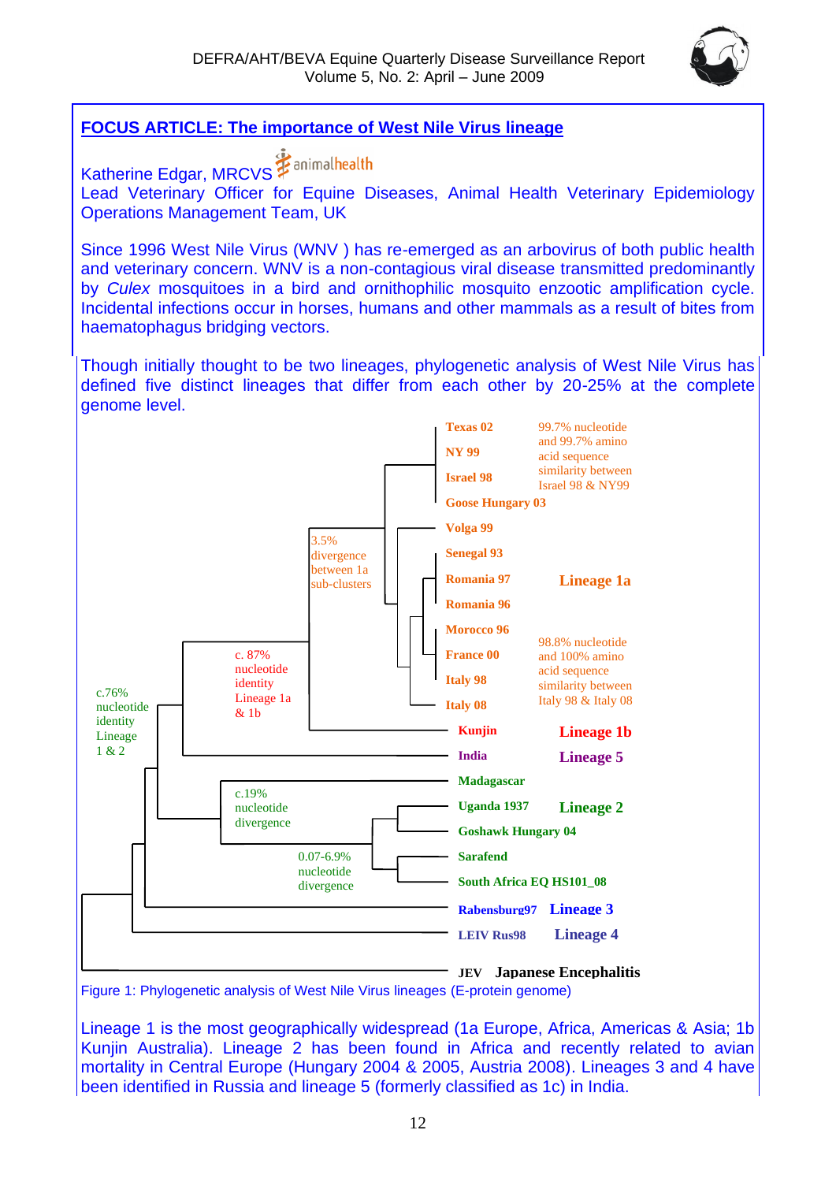## FOCUS ARTICLE: The importance of West Nile Virus lineage

Katherine Edgar, MRCVS
Lead Veterinary Officer for Equine Diseases, Animal Health Veterinary Epidemiology Operations Management Team, UK

Since 1996 West Nile Virus (WNV ) has re-emerged as an arbovirus of both public health and veterinary concern. WNV is a non-contagious viral disease transmitted predominantly by *Culex* mosquitoes in a bird and ornithophilic mosquito enzootic amplification cycle. Incidental infections occur in horses, humans and other mammals as a result of bites from haematophagus bridging vectors.

Though initially thought to be two lineages, phylogenetic analysis of West Nile Virus has defined five distinct lineages that differ from each other by 20-25% at the complete genome level.

Texas 02
NY 99
Israel 98
Goose Hungary 03
Volga 99
Senegal 93
Romania 97
Romania 96
Morocco 96
France 00
Italy 98
Italy 08
Kunjin
India
Madagascar
Uganda 1937
Goshawk Hungary 04
Sarafend
South Africa EQ HS101_08
Rabensburg97
LEIV Rus98
JEV

99.7% nucleotide and 99.7% amino acid sequence similarity between Israel 98 & NY99

3.5% divergence between 1a sub-clusters

98.8% nucleotide and 100% amino acid sequence similarity between Italy 98 & Italy 08

c. 87% nucleotide identity Lineage 1a & 1b

c.76% nucleotide identity Lineage 1 & 2

c.19% nucleotide divergence

0.07-6.9% nucleotide divergence

Lineage 1a
Lineage 1b
Lineage 5
Lineage 2
Lineage 3
Lineage 4
Japanese Encephalitis

Figure 1: Phylogenetic analysis of West Nile Virus lineages (E-protein genome)

Lineage 1 is the most geographically widespread (1a Europe, Africa, Americas & Asia; 1b Kunjin Australia). Lineage 2 has been found in Africa and recently related to avian mortality in Central Europe (Hungary 2004 & 2005, Austria 2008). Lineages 3 and 4 have been identified in Russia and lineage 5 (formerly classified as 1c) in India.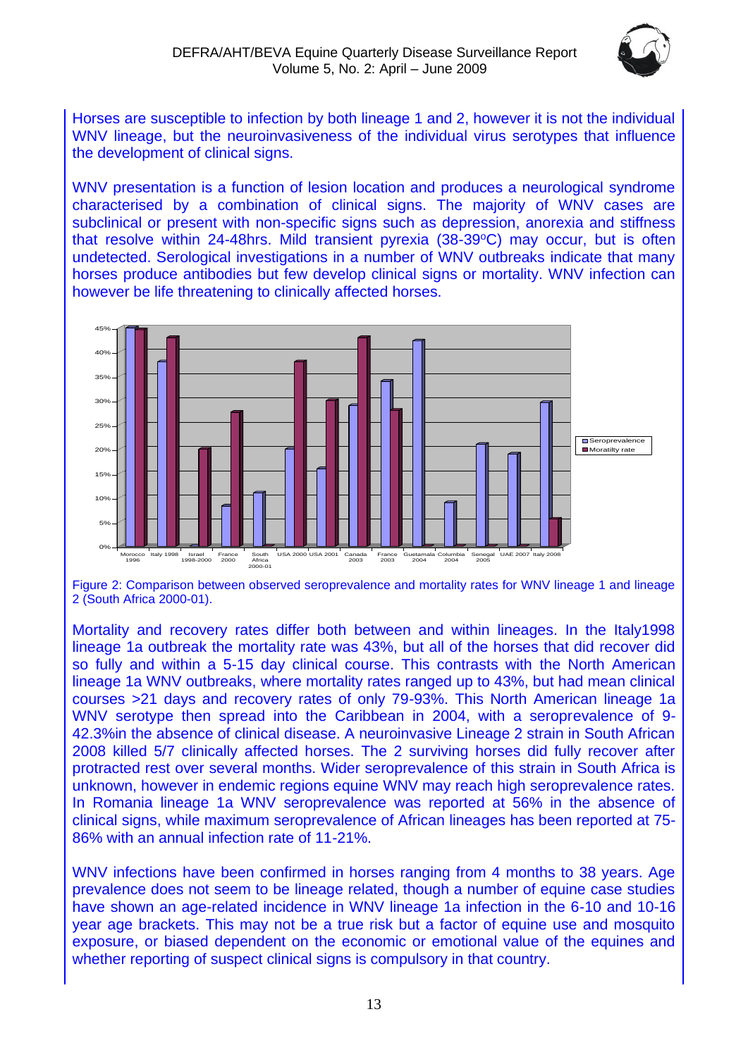Horses are susceptible to infection by both lineage 1 and 2, however it is not the individual WNV lineage, but the neuroinvasiveness of the individual virus serotypes that influence the development of clinical signs.

WNV presentation is a function of lesion location and produces a neurological syndrome characterised by a combination of clinical signs. The majority of WNV cases are subclinical or present with non-specific signs such as depression, anorexia and stiffness that resolve within 24-48hrs. Mild transient pyrexia (38-39ºC) may occur, but is often undetected. Serological investigations in a number of WNV outbreaks indicate that many horses produce antibodies but few develop clinical signs or mortality. WNV infection can however be life threatening to clinically affected horses.

45%
40%
35%
30%
25%
20%
15%
10%
5%
0%

Morocco 1996
Italy 1998
Israel 1998-2000
France 2000
South Africa 2000-01
USA 2000
USA 2001
Canada 2003
France 2003
Guetamala 2004
Columbia 2004
Senegal 2005
UAE 2007
Italy 2008

Seroprevalence
Moratilty rate

Figure 2: Comparison between observed seroprevalence and mortality rates for WNV lineage 1 and lineage 2 (South Africa 2000-01).

Mortality and recovery rates differ both between and within lineages. In the Italy1998 lineage 1a outbreak the mortality rate was 43%, but all of the horses that did recover did so fully and within a 5-15 day clinical course. This contrasts with the North American lineage 1a WNV outbreaks, where mortality rates ranged up to 43%, but had mean clinical courses >21 days and recovery rates of only 79-93%. This North American lineage 1a WNV serotype then spread into the Caribbean in 2004, with a seroprevalence of 9-42.3%in the absence of clinical disease. A neuroinvasive Lineage 2 strain in South African 2008 killed 5/7 clinically affected horses. The 2 surviving horses did fully recover after protracted rest over several months. Wider seroprevalence of this strain in South Africa is unknown, however in endemic regions equine WNV may reach high seroprevalence rates. In Romania lineage 1a WNV seroprevalence was reported at 56% in the absence of clinical signs, while maximum seroprevalence of African lineages has been reported at 75-86% with an annual infection rate of 11-21%.

WNV infections have been confirmed in horses ranging from 4 months to 38 years. Age prevalence does not seem to be lineage related, though a number of equine case studies have shown an age-related incidence in WNV lineage 1a infection in the 6-10 and 10-16 year age brackets. This may not be a true risk but a factor of equine use and mosquito exposure, or biased dependent on the economic or emotional value of the equines and whether reporting of suspect clinical signs is compulsory in that country.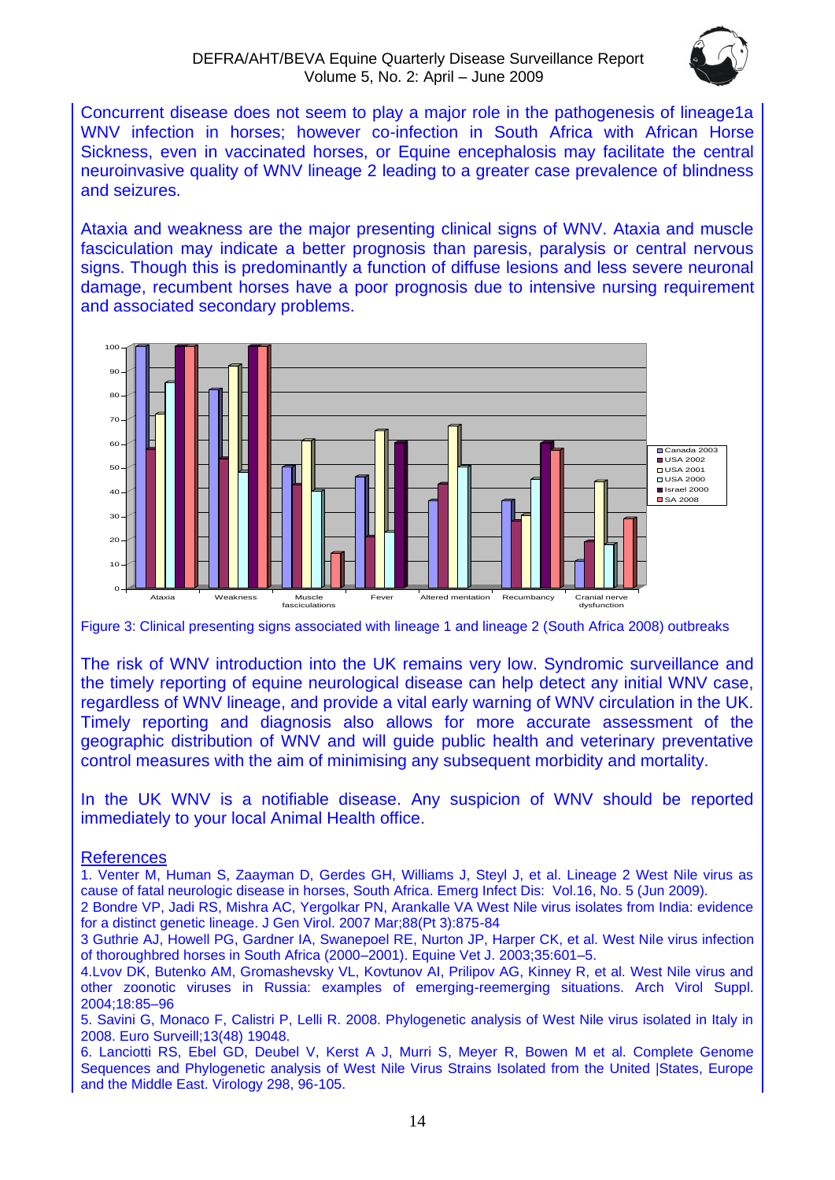Concurrent disease does not seem to play a major role in the pathogenesis of lineage1a WNV infection in horses; however co-infection in South Africa with African Horse Sickness, even in vaccinated horses, or Equine encephalosis may facilitate the central neuroinvasive quality of WNV lineage 2 leading to a greater case prevalence of blindness and seizures.

Ataxia and weakness are the major presenting clinical signs of WNV. Ataxia and muscle fasciculation may indicate a better prognosis than paresis, paralysis or central nervous signs. Though this is predominantly a function of diffuse lesions and less severe neuronal damage, recumbent horses have a poor prognosis due to intensive nursing requirement and associated secondary problems.

100
90
80
70
60
50
40
30
20
10
0

Ataxia
Weakness
Muscle fasciculations
Fever
Altered mentation
Recumbancy
Cranial nerve dysfunction

Canada 2003
USA 2002
USA 2001
USA 2000
Israel 2000
SA 2008

Figure 3: Clinical presenting signs associated with lineage 1 and lineage 2 (South Africa 2008) outbreaks

The risk of WNV introduction into the UK remains very low. Syndromic surveillance and the timely reporting of equine neurological disease can help detect any initial WNV case, regardless of WNV lineage, and provide a vital early warning of WNV circulation in the UK. Timely reporting and diagnosis also allows for more accurate assessment of the geographic distribution of WNV and will guide public health and veterinary preventative control measures with the aim of minimising any subsequent morbidity and mortality.

In the UK WNV is a notifiable disease. Any suspicion of WNV should be reported immediately to your local Animal Health office.

## References

1. Venter M, Human S, Zaayman D, Gerdes GH, Williams J, Steyl J, et al. Lineage 2 West Nile virus as cause of fatal neurologic disease in horses, South Africa. Emerg Infect Dis: Vol.16, No. 5 (Jun 2009).

2 Bondre VP, Jadi RS, Mishra AC, Yergolkar PN, Arankalle VA West Nile virus isolates from India: evidence for a distinct genetic lineage. J Gen Virol. 2007 Mar;88(Pt 3):875-84

3 Guthrie AJ, Howell PG, Gardner IA, Swanepoel RE, Nurton JP, Harper CK, et al. West Nile virus infection of thoroughbred horses in South Africa (2000–2001). Equine Vet J. 2003;35:601–5.

4.Lvov DK, Butenko AM, Gromashevsky VL, Kovtunov AI, Prilipov AG, Kinney R, et al. West Nile virus and other zoonotic viruses in Russia: examples of emerging-reemerging situations. Arch Virol Suppl. 2004;18:85–96

5. Savini G, Monaco F, Calistri P, Lelli R. 2008. Phylogenetic analysis of West Nile virus isolated in Italy in 2008. Euro Surveill;13(48) 19048.

6. Lanciotti RS, Ebel GD, Deubel V, Kerst A J, Murri S, Meyer R, Bowen M et al. Complete Genome Sequences and Phylogenetic analysis of West Nile Virus Strains Isolated from the United |States, Europe and the Middle East. Virology 298, 96-105.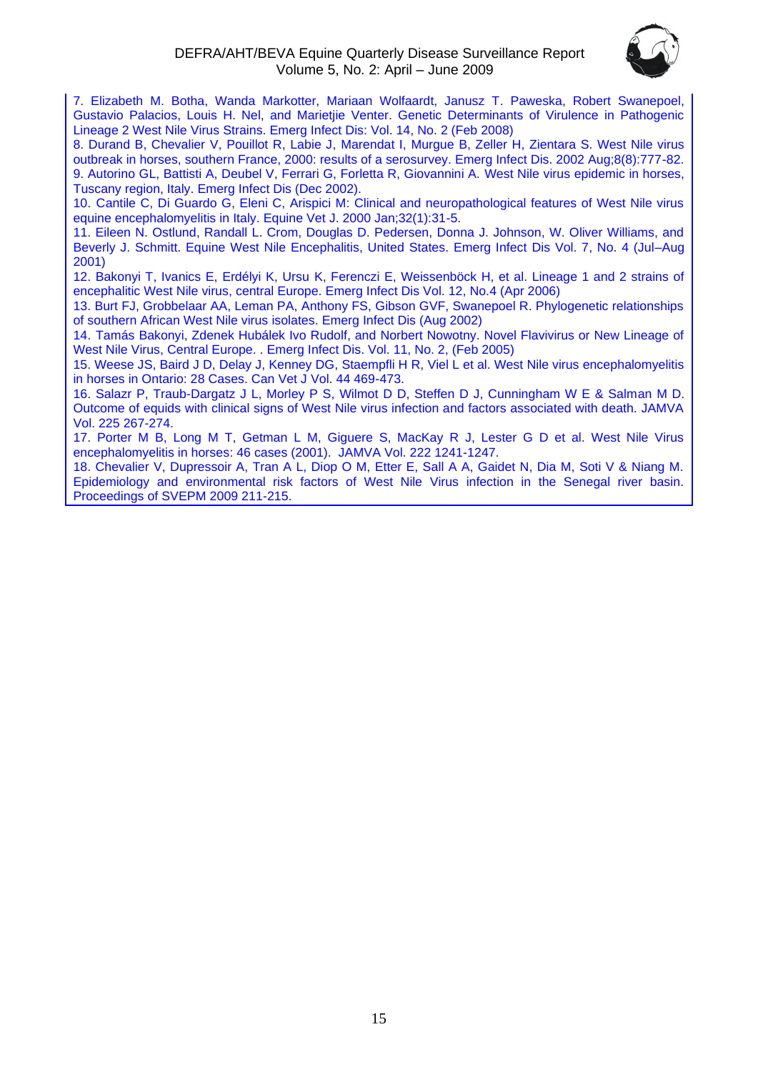7. Elizabeth M. Botha, Wanda Markotter, Mariaan Wolfaardt, Janusz T. Paweska, Robert Swanepoel, Gustavio Palacios, Louis H. Nel, and Marietjie Venter. Genetic Determinants of Virulence in Pathogenic Lineage 2 West Nile Virus Strains. Emerg Infect Dis: Vol. 14, No. 2 (Feb 2008)

8. Durand B, Chevalier V, Pouillot R, Labie J, Marendat I, Murgue B, Zeller H, Zientara S. West Nile virus outbreak in horses, southern France, 2000: results of a serosurvey. Emerg Infect Dis. 2002 Aug;8(8):777-82.

9. Autorino GL, Battisti A, Deubel V, Ferrari G, Forletta R, Giovannini A. West Nile virus epidemic in horses, Tuscany region, Italy. Emerg Infect Dis (Dec 2002).

10. Cantile C, Di Guardo G, Eleni C, Arispici M: Clinical and neuropathological features of West Nile virus equine encephalomyelitis in Italy. Equine Vet J. 2000 Jan;32(1):31-5.

11. Eileen N. Ostlund, Randall L. Crom, Douglas D. Pedersen, Donna J. Johnson, W. Oliver Williams, and Beverly J. Schmitt. Equine West Nile Encephalitis, United States. Emerg Infect Dis Vol. 7, No. 4 (Jul–Aug 2001)

12. Bakonyi T, Ivanics E, Erdélyi K, Ursu K, Ferenczi E, Weissenböck H, et al. Lineage 1 and 2 strains of encephalitic West Nile virus, central Europe. Emerg Infect Dis Vol. 12, No.4 (Apr 2006)

13. Burt FJ, Grobbelaar AA, Leman PA, Anthony FS, Gibson GVF, Swanepoel R. Phylogenetic relationships of southern African West Nile virus isolates. Emerg Infect Dis (Aug 2002)

14. Tamás Bakonyi, Zdenek Hubálek Ivo Rudolf, and Norbert Nowotny. Novel Flavivirus or New Lineage of West Nile Virus, Central Europe. . Emerg Infect Dis. Vol. 11, No. 2, (Feb 2005)

15. Weese JS, Baird J D, Delay J, Kenney DG, Staempfli H R, Viel L et al. West Nile virus encephalomyelitis in horses in Ontario: 28 Cases. Can Vet J Vol. 44 469-473.

16. Salazr P, Traub-Dargatz J L, Morley P S, Wilmot D D, Steffen D J, Cunningham W E & Salman M D. Outcome of equids with clinical signs of West Nile virus infection and factors associated with death. JAMVA Vol. 225 267-274.

17. Porter M B, Long M T, Getman L M, Giguere S, MacKay R J, Lester G D et al. West Nile Virus encephalomyelitis in horses: 46 cases (2001). JAMVA Vol. 222 1241-1247.

18. Chevalier V, Dupressoir A, Tran A L, Diop O M, Etter E, Sall A A, Gaidet N, Dia M, Soti V & Niang M. Epidemiology and environmental risk factors of West Nile Virus infection in the Senegal river basin. Proceedings of SVEPM 2009 211-215.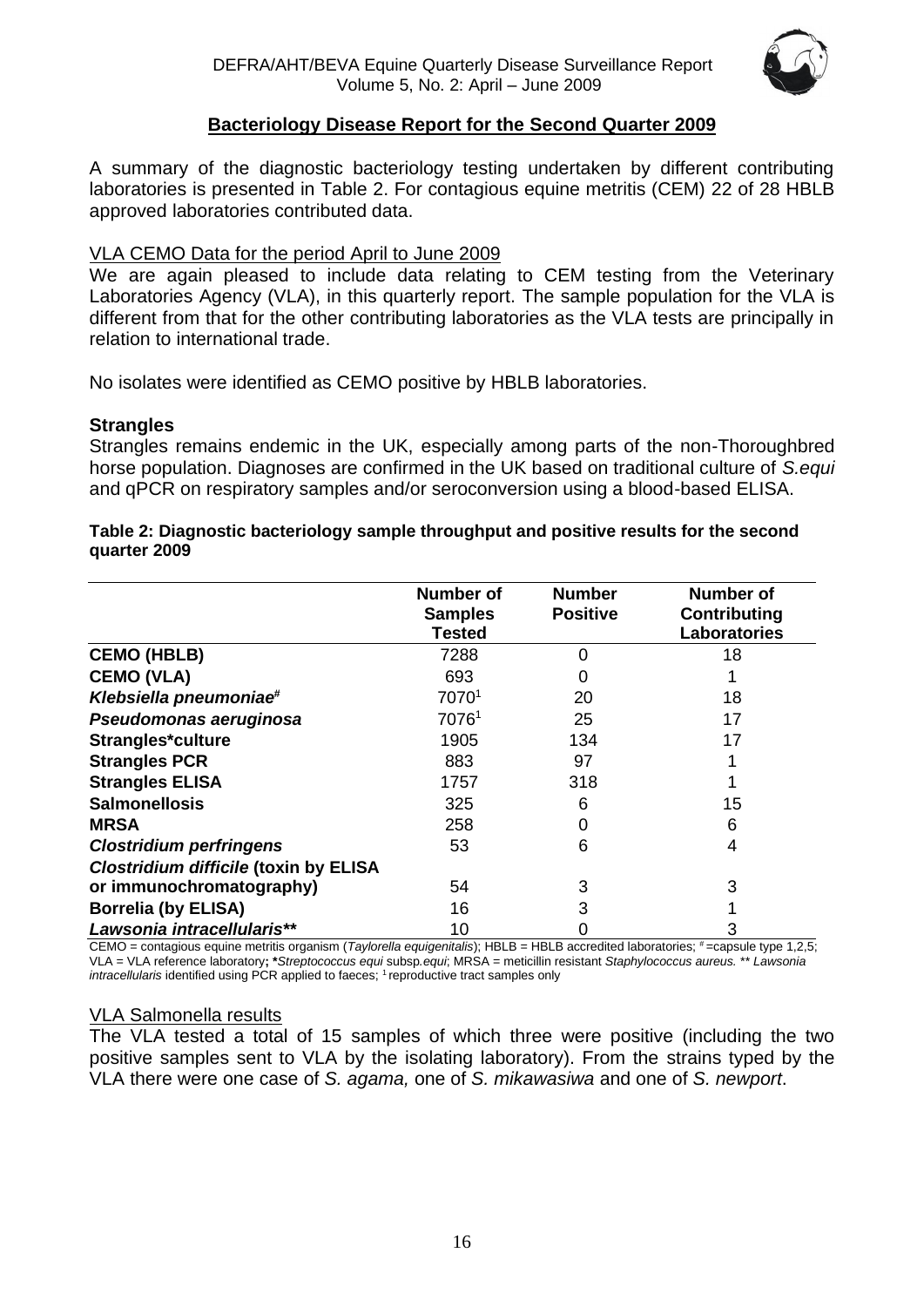## Bacteriology Disease Report for the Second Quarter 2009

A summary of the diagnostic bacteriology testing undertaken by different contributing laboratories is presented in Table 2. For contagious equine metritis (CEM) 22 of 28 HBLB approved laboratories contributed data.

### VLA CEMO Data for the period April to June 2009

We are again pleased to include data relating to CEM testing from the Veterinary Laboratories Agency (VLA), in this quarterly report. The sample population for the VLA is different from that for the other contributing laboratories as the VLA tests are principally in relation to international trade.

No isolates were identified as CEMO positive by HBLB laboratories.

### Strangles

Strangles remains endemic in the UK, especially among parts of the non-Thoroughbred horse population. Diagnoses are confirmed in the UK based on traditional culture of *S.equi* and qPCR on respiratory samples and/or seroconversion using a blood-based ELISA.

**Table 2: Diagnostic bacteriology sample throughput and positive results for the second quarter 2009**

| | Number of Samples Tested | Number Positive | Number of Contributing Laboratories |
|---|---|---|---|
| **CEMO (HBLB)** | 7288 | 0 | 18 |
| **CEMO (VLA)** | 693 | 0 | 1 |
| ***Klebsiella pneumoniae*#** | 7070[1] | 20 | 18 |
| ***Pseudomonas aeruginosa*** | 7076[1] | 25 | 17 |
| **Strangles*culture** | 1905 | 134 | 17 |
| **Strangles PCR** | 883 | 97 | 1 |
| **Strangles ELISA** | 1757 | 318 | 1 |
| **Salmonellosis** | 325 | 6 | 15 |
| **MRSA** | 258 | 0 | 6 |
| ***Clostridium perfringens*** | 53 | 6 | 4 |
| ***Clostridium difficile* (toxin by ELISA or immunochromatography)** | 54 | 3 | 3 |
| **Borrelia (by ELISA)** | 16 | 3 | 1 |
| ***Lawsonia intracellularis*\*\*** | 10 | 0 | 3 |

CEMO = contagious equine metritis organism (*Taylorella equigenitalis*); HBLB = HBLB accredited laboratories; # =capsule type 1,2,5; VLA = VLA reference laboratory**;** ***Streptococcus equi* subsp. *equi*; MRSA = meticillin resistant *Staphylococcus aureus.* \*\* *Lawsonia intracellularis* identified using PCR applied to faeces; [1] reproductive tract samples only

### VLA Salmonella results

The VLA tested a total of 15 samples of which three were positive (including the two positive samples sent to VLA by the isolating laboratory). From the strains typed by the VLA there were one case of *S. agama,* one of *S. mikawasiwa* and one of *S. newport*.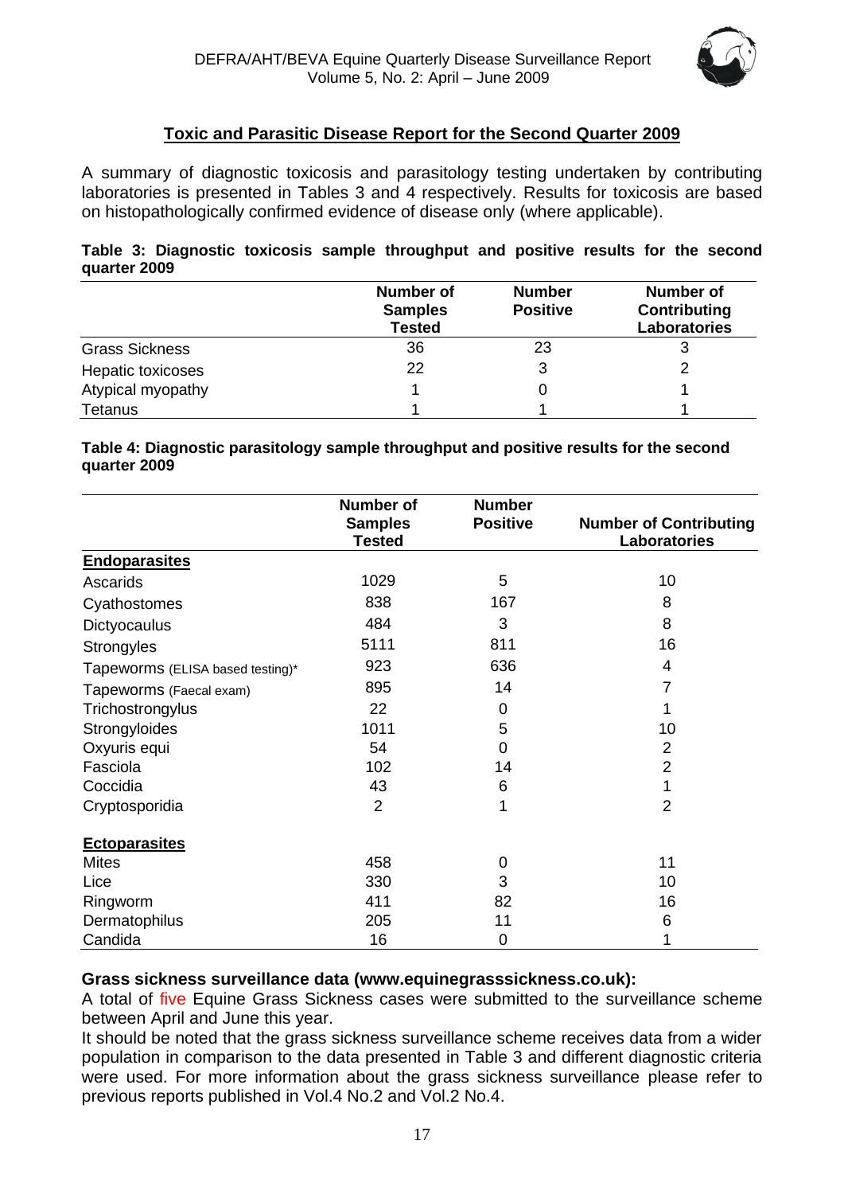## Toxic and Parasitic Disease Report for the Second Quarter 2009

A summary of diagnostic toxicosis and parasitology testing undertaken by contributing laboratories is presented in Tables 3 and 4 respectively. Results for toxicosis are based on histopathologically confirmed evidence of disease only (where applicable).

**Table 3: Diagnostic toxicosis sample throughput and positive results for the second quarter 2009**

| | Number of Samples Tested | Number Positive | Number of Contributing Laboratories |
|---|---|---|---|
| Grass Sickness | 36 | 23 | 3 |
| Hepatic toxicoses | 22 | 3 | 2 |
| Atypical myopathy | 1 | 0 | 1 |
| Tetanus | 1 | 1 | 1 |

**Table 4: Diagnostic parasitology sample throughput and positive results for the second quarter 2009**

| | Number of Samples Tested | Number Positive | Number of Contributing Laboratories |
|---|---|---|---|
| **Endoparasites** | | | |
| Ascarids | 1029 | 5 | 10 |
| Cyathostomes | 838 | 167 | 8 |
| Dictyocaulus | 484 | 3 | 8 |
| Strongyles | 5111 | 811 | 16 |
| Tapeworms (ELISA based testing)* | 923 | 636 | 4 |
| Tapeworms (Faecal exam) | 895 | 14 | 7 |
| Trichostrongylus | 22 | 0 | 1 |
| Strongyloides | 1011 | 5 | 10 |
| Oxyuris equi | 54 | 0 | 2 |
| Fasciola | 102 | 14 | 2 |
| Coccidia | 43 | 6 | 1 |
| Cryptosporidia | 2 | 1 | 2 |
| **Ectoparasites** | | | |
| Mites | 458 | 0 | 11 |
| Lice | 330 | 3 | 10 |
| Ringworm | 411 | 82 | 16 |
| Dermatophilus | 205 | 11 | 6 |
| Candida | 16 | 0 | 1 |

**Grass sickness surveillance data (www.equinegrasssickness.co.uk):**

A total of five Equine Grass Sickness cases were submitted to the surveillance scheme between April and June this year.

It should be noted that the grass sickness surveillance scheme receives data from a wider population in comparison to the data presented in Table 3 and different diagnostic criteria were used. For more information about the grass sickness surveillance please refer to previous reports published in Vol.4 No.2 and Vol.2 No.4.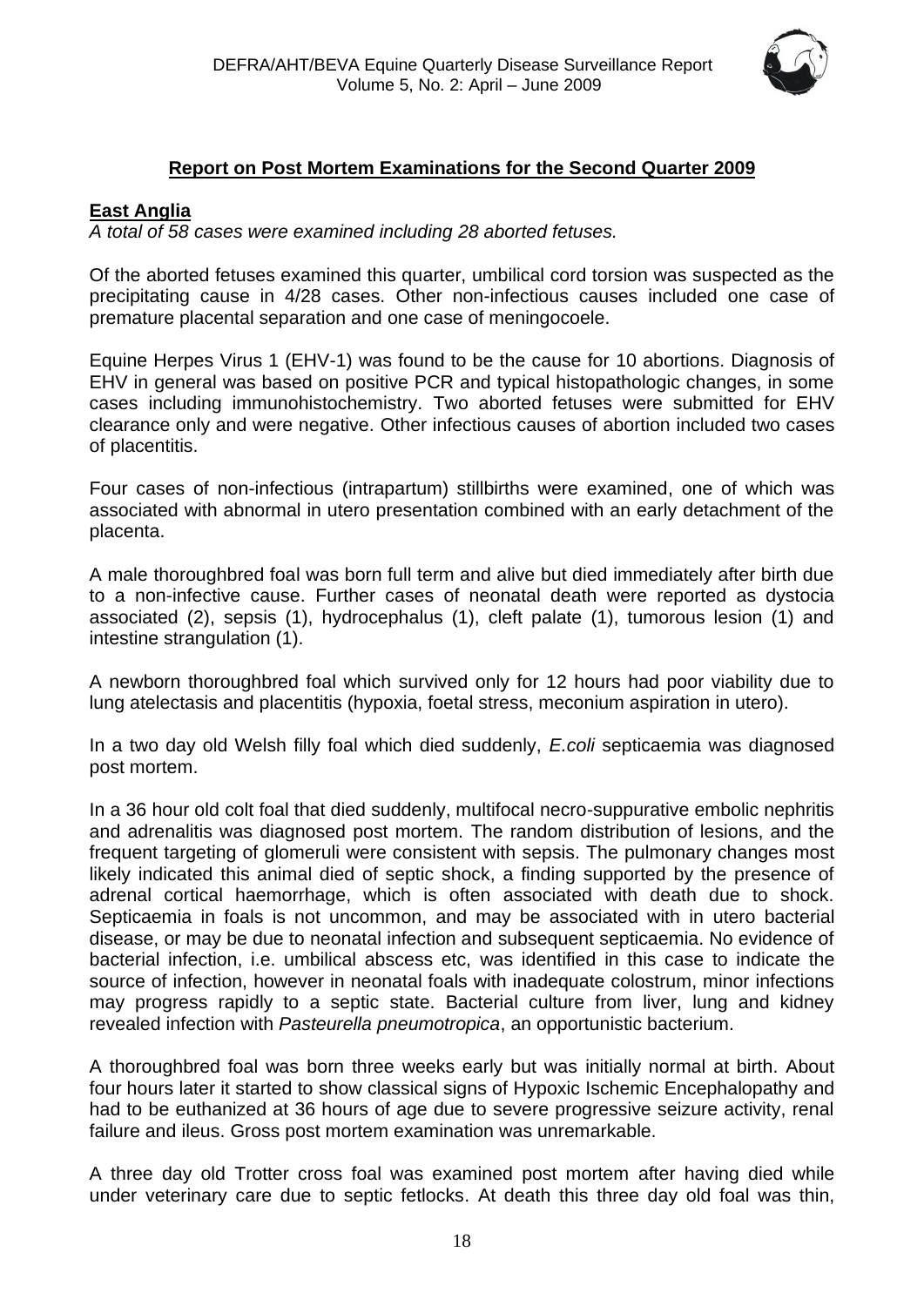## Report on Post Mortem Examinations for the Second Quarter 2009

### East Anglia

*A total of 58 cases were examined including 28 aborted fetuses.*

Of the aborted fetuses examined this quarter, umbilical cord torsion was suspected as the precipitating cause in 4/28 cases. Other non-infectious causes included one case of premature placental separation and one case of meningocoele.

Equine Herpes Virus 1 (EHV-1) was found to be the cause for 10 abortions. Diagnosis of EHV in general was based on positive PCR and typical histopathologic changes, in some cases including immunohistochemistry. Two aborted fetuses were submitted for EHV clearance only and were negative. Other infectious causes of abortion included two cases of placentitis.

Four cases of non-infectious (intrapartum) stillbirths were examined, one of which was associated with abnormal in utero presentation combined with an early detachment of the placenta.

A male thoroughbred foal was born full term and alive but died immediately after birth due to a non-infective cause. Further cases of neonatal death were reported as dystocia associated (2), sepsis (1), hydrocephalus (1), cleft palate (1), tumorous lesion (1) and intestine strangulation (1).

A newborn thoroughbred foal which survived only for 12 hours had poor viability due to lung atelectasis and placentitis (hypoxia, foetal stress, meconium aspiration in utero).

In a two day old Welsh filly foal which died suddenly, *E.coli* septicaemia was diagnosed post mortem.

In a 36 hour old colt foal that died suddenly, multifocal necro-suppurative embolic nephritis and adrenalitis was diagnosed post mortem. The random distribution of lesions, and the frequent targeting of glomeruli were consistent with sepsis. The pulmonary changes most likely indicated this animal died of septic shock, a finding supported by the presence of adrenal cortical haemorrhage, which is often associated with death due to shock. Septicaemia in foals is not uncommon, and may be associated with in utero bacterial disease, or may be due to neonatal infection and subsequent septicaemia. No evidence of bacterial infection, i.e. umbilical abscess etc, was identified in this case to indicate the source of infection, however in neonatal foals with inadequate colostrum, minor infections may progress rapidly to a septic state. Bacterial culture from liver, lung and kidney revealed infection with *Pasteurella pneumotropica*, an opportunistic bacterium.

A thoroughbred foal was born three weeks early but was initially normal at birth. About four hours later it started to show classical signs of Hypoxic Ischemic Encephalopathy and had to be euthanized at 36 hours of age due to severe progressive seizure activity, renal failure and ileus. Gross post mortem examination was unremarkable.

A three day old Trotter cross foal was examined post mortem after having died while under veterinary care due to septic fetlocks. At death this three day old foal was thin,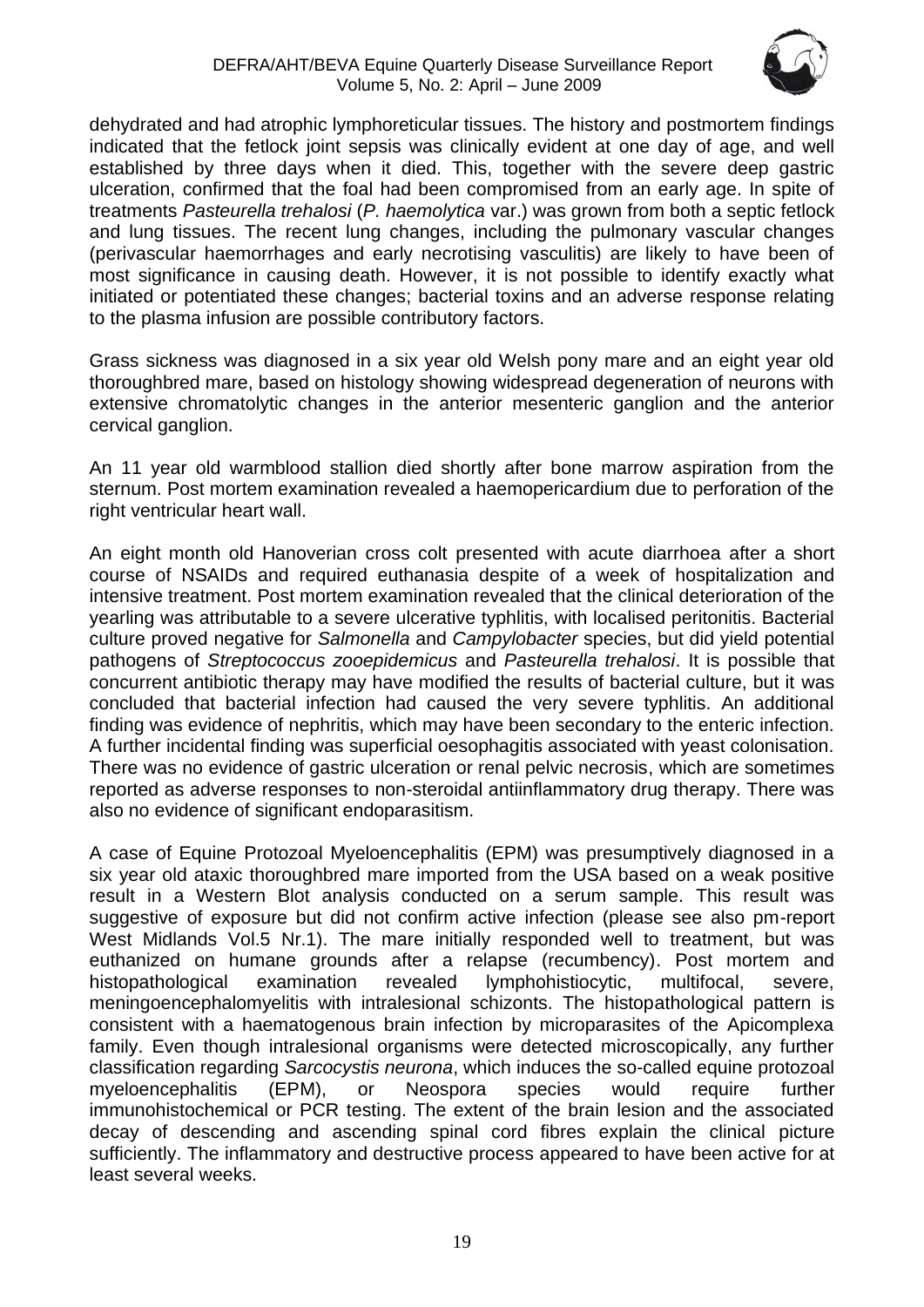dehydrated and had atrophic lymphoreticular tissues. The history and postmortem findings indicated that the fetlock joint sepsis was clinically evident at one day of age, and well established by three days when it died. This, together with the severe deep gastric ulceration, confirmed that the foal had been compromised from an early age. In spite of treatments *Pasteurella trehalosi* (*P. haemolytica* var.) was grown from both a septic fetlock and lung tissues. The recent lung changes, including the pulmonary vascular changes (perivascular haemorrhages and early necrotising vasculitis) are likely to have been of most significance in causing death. However, it is not possible to identify exactly what initiated or potentiated these changes; bacterial toxins and an adverse response relating to the plasma infusion are possible contributory factors.

Grass sickness was diagnosed in a six year old Welsh pony mare and an eight year old thoroughbred mare, based on histology showing widespread degeneration of neurons with extensive chromatolytic changes in the anterior mesenteric ganglion and the anterior cervical ganglion.

An 11 year old warmblood stallion died shortly after bone marrow aspiration from the sternum. Post mortem examination revealed a haemopericardium due to perforation of the right ventricular heart wall.

An eight month old Hanoverian cross colt presented with acute diarrhoea after a short course of NSAIDs and required euthanasia despite of a week of hospitalization and intensive treatment. Post mortem examination revealed that the clinical deterioration of the yearling was attributable to a severe ulcerative typhlitis, with localised peritonitis. Bacterial culture proved negative for *Salmonella* and *Campylobacter* species, but did yield potential pathogens of *Streptococcus zooepidemicus* and *Pasteurella trehalosi*. It is possible that concurrent antibiotic therapy may have modified the results of bacterial culture, but it was concluded that bacterial infection had caused the very severe typhlitis. An additional finding was evidence of nephritis, which may have been secondary to the enteric infection. A further incidental finding was superficial oesophagitis associated with yeast colonisation. There was no evidence of gastric ulceration or renal pelvic necrosis, which are sometimes reported as adverse responses to non-steroidal antiinflammatory drug therapy. There was also no evidence of significant endoparasitism.

A case of Equine Protozoal Myeloencephalitis (EPM) was presumptively diagnosed in a six year old ataxic thoroughbred mare imported from the USA based on a weak positive result in a Western Blot analysis conducted on a serum sample. This result was suggestive of exposure but did not confirm active infection (please see also pm-report West Midlands Vol.5 Nr.1). The mare initially responded well to treatment, but was euthanized on humane grounds after a relapse (recumbency). Post mortem and histopathological examination revealed lymphohistiocytic, multifocal, severe, meningoencephalomyelitis with intralesional schizonts. The histopathological pattern is consistent with a haematogenous brain infection by microparasites of the Apicomplexa family. Even though intralesional organisms were detected microscopically, any further classification regarding *Sarcocystis neurona*, which induces the so-called equine protozoal myeloencephalitis (EPM), or Neospora species would require further immunohistochemical or PCR testing. The extent of the brain lesion and the associated decay of descending and ascending spinal cord fibres explain the clinical picture sufficiently. The inflammatory and destructive process appeared to have been active for at least several weeks.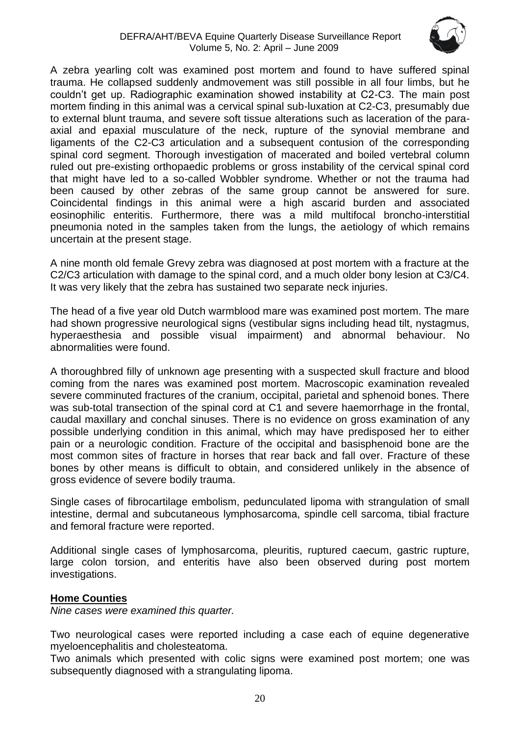A zebra yearling colt was examined post mortem and found to have suffered spinal trauma. He collapsed suddenly andmovement was still possible in all four limbs, but he couldn't get up. Radiographic examination showed instability at C2-C3. The main post mortem finding in this animal was a cervical spinal sub-luxation at C2-C3, presumably due to external blunt trauma, and severe soft tissue alterations such as laceration of the para-axial and epaxial musculature of the neck, rupture of the synovial membrane and ligaments of the C2-C3 articulation and a subsequent contusion of the corresponding spinal cord segment. Thorough investigation of macerated and boiled vertebral column ruled out pre-existing orthopaedic problems or gross instability of the cervical spinal cord that might have led to a so-called Wobbler syndrome. Whether or not the trauma had been caused by other zebras of the same group cannot be answered for sure. Coincidental findings in this animal were a high ascarid burden and associated eosinophilic enteritis. Furthermore, there was a mild multifocal broncho-interstitial pneumonia noted in the samples taken from the lungs, the aetiology of which remains uncertain at the present stage.

A nine month old female Grevy zebra was diagnosed at post mortem with a fracture at the C2/C3 articulation with damage to the spinal cord, and a much older bony lesion at C3/C4. It was very likely that the zebra has sustained two separate neck injuries.

The head of a five year old Dutch warmblood mare was examined post mortem. The mare had shown progressive neurological signs (vestibular signs including head tilt, nystagmus, hyperaesthesia and possible visual impairment) and abnormal behaviour. No abnormalities were found.

A thoroughbred filly of unknown age presenting with a suspected skull fracture and blood coming from the nares was examined post mortem. Macroscopic examination revealed severe comminuted fractures of the cranium, occipital, parietal and sphenoid bones. There was sub-total transection of the spinal cord at C1 and severe haemorrhage in the frontal, caudal maxillary and conchal sinuses. There is no evidence on gross examination of any possible underlying condition in this animal, which may have predisposed her to either pain or a neurologic condition. Fracture of the occipital and basisphenoid bone are the most common sites of fracture in horses that rear back and fall over. Fracture of these bones by other means is difficult to obtain, and considered unlikely in the absence of gross evidence of severe bodily trauma.

Single cases of fibrocartilage embolism, pedunculated lipoma with strangulation of small intestine, dermal and subcutaneous lymphosarcoma, spindle cell sarcoma, tibial fracture and femoral fracture were reported.

Additional single cases of lymphosarcoma, pleuritis, ruptured caecum, gastric rupture, large colon torsion, and enteritis have also been observed during post mortem investigations.

## Home Counties

*Nine cases were examined this quarter.*

Two neurological cases were reported including a case each of equine degenerative myeloencephalitis and cholesteatoma.

Two animals which presented with colic signs were examined post mortem; one was subsequently diagnosed with a strangulating lipoma.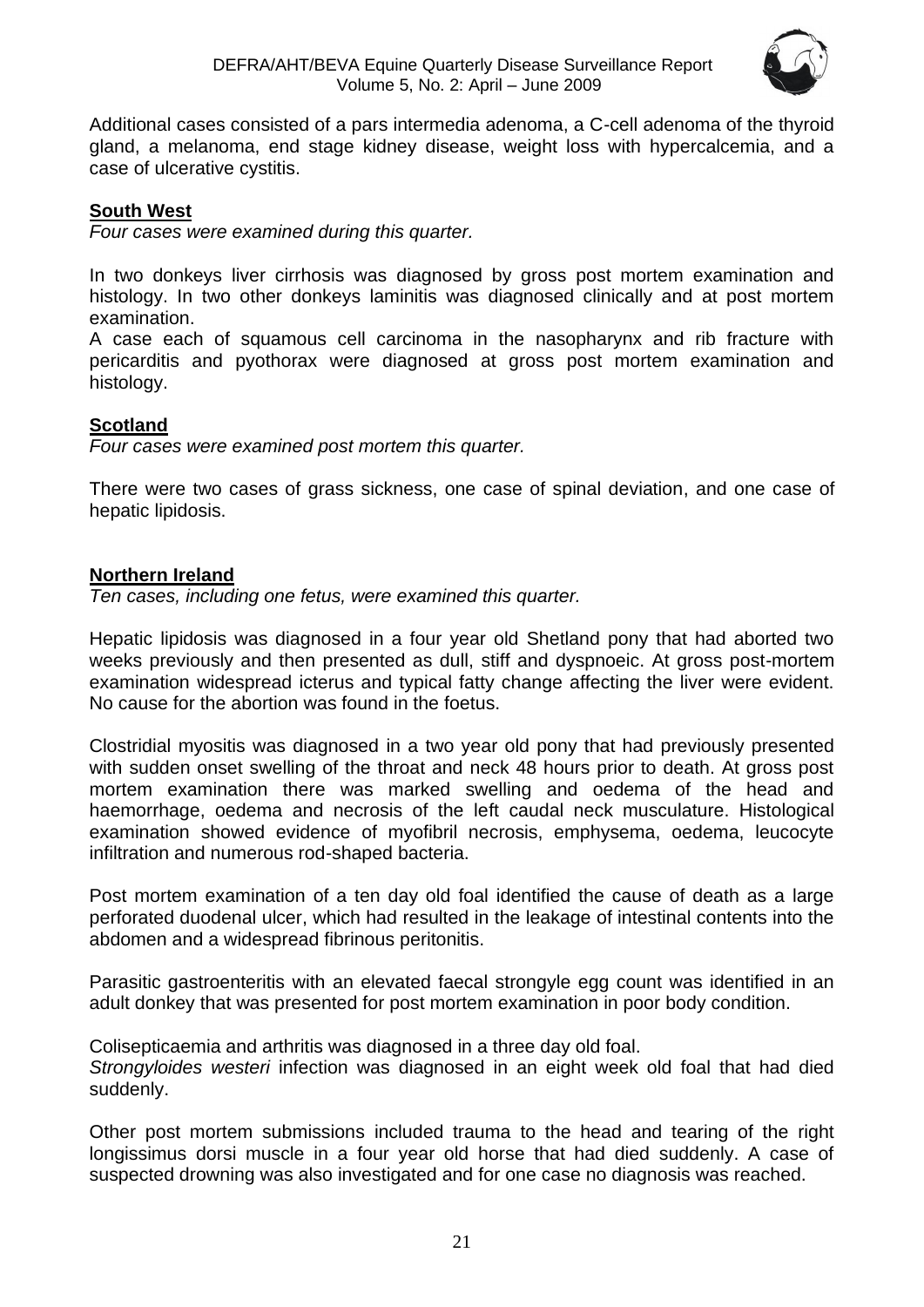Additional cases consisted of a pars intermedia adenoma, a C-cell adenoma of the thyroid gland, a melanoma, end stage kidney disease, weight loss with hypercalcemia, and a case of ulcerative cystitis.

## South West

*Four cases were examined during this quarter.*

In two donkeys liver cirrhosis was diagnosed by gross post mortem examination and histology. In two other donkeys laminitis was diagnosed clinically and at post mortem examination.
A case each of squamous cell carcinoma in the nasopharynx and rib fracture with pericarditis and pyothorax were diagnosed at gross post mortem examination and histology.

## Scotland

*Four cases were examined post mortem this quarter.*

There were two cases of grass sickness, one case of spinal deviation, and one case of hepatic lipidosis.

## Northern Ireland

*Ten cases, including one fetus, were examined this quarter.*

Hepatic lipidosis was diagnosed in a four year old Shetland pony that had aborted two weeks previously and then presented as dull, stiff and dyspnoeic. At gross post-mortem examination widespread icterus and typical fatty change affecting the liver were evident. No cause for the abortion was found in the foetus.

Clostridial myositis was diagnosed in a two year old pony that had previously presented with sudden onset swelling of the throat and neck 48 hours prior to death. At gross post mortem examination there was marked swelling and oedema of the head and haemorrhage, oedema and necrosis of the left caudal neck musculature. Histological examination showed evidence of myofibril necrosis, emphysema, oedema, leucocyte infiltration and numerous rod-shaped bacteria.

Post mortem examination of a ten day old foal identified the cause of death as a large perforated duodenal ulcer, which had resulted in the leakage of intestinal contents into the abdomen and a widespread fibrinous peritonitis.

Parasitic gastroenteritis with an elevated faecal strongyle egg count was identified in an adult donkey that was presented for post mortem examination in poor body condition.

Colisepticaemia and arthritis was diagnosed in a three day old foal.
*Strongyloides westeri* infection was diagnosed in an eight week old foal that had died suddenly.

Other post mortem submissions included trauma to the head and tearing of the right longissimus dorsi muscle in a four year old horse that had died suddenly. A case of suspected drowning was also investigated and for one case no diagnosis was reached.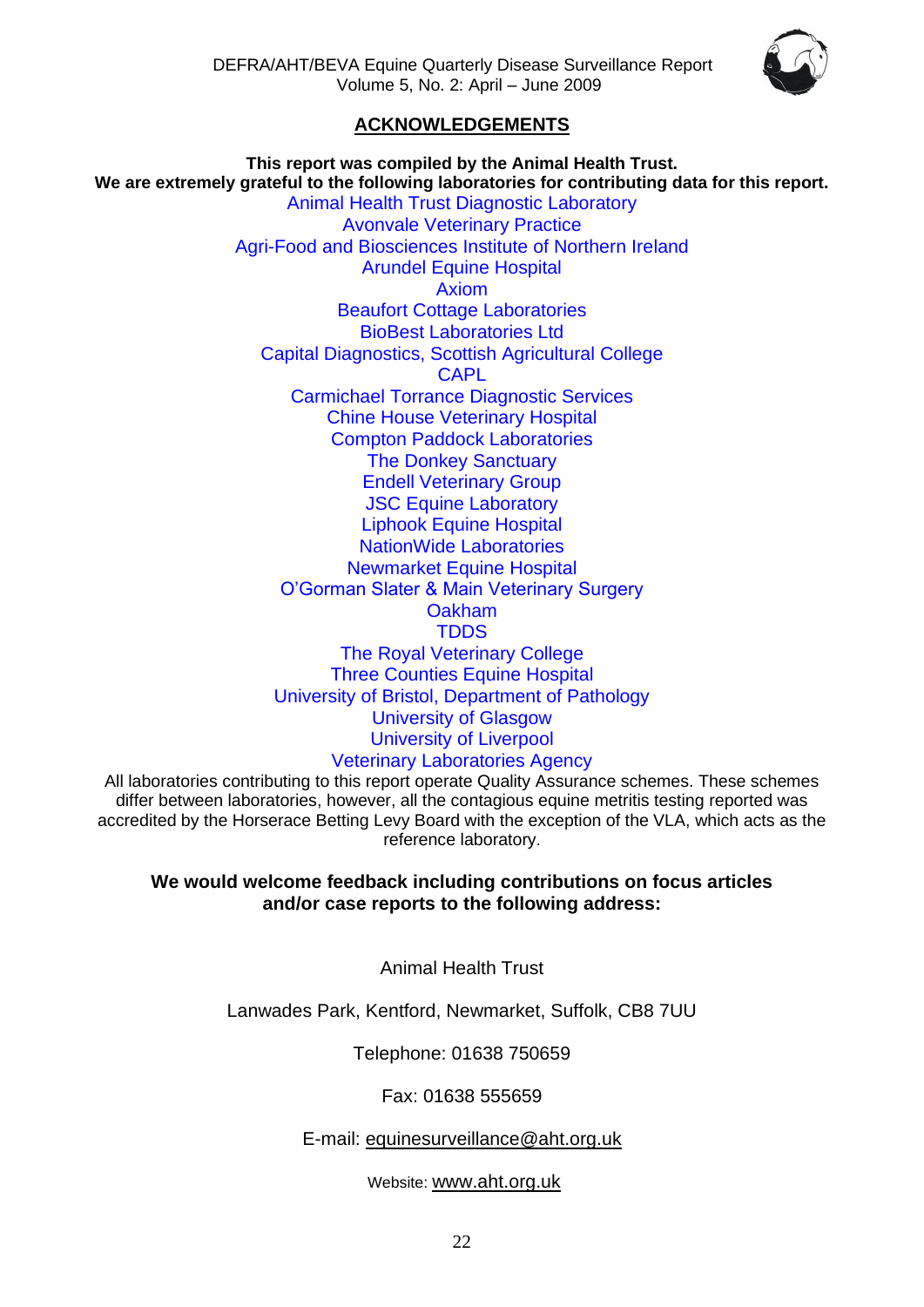## ACKNOWLEDGEMENTS

**This report was compiled by the Animal Health Trust.**
**We are extremely grateful to the following laboratories for contributing data for this report.**

Animal Health Trust Diagnostic Laboratory
Avonvale Veterinary Practice
Agri-Food and Biosciences Institute of Northern Ireland
Arundel Equine Hospital
Axiom
Beaufort Cottage Laboratories
BioBest Laboratories Ltd
Capital Diagnostics, Scottish Agricultural College
CAPL
Carmichael Torrance Diagnostic Services
Chine House Veterinary Hospital
Compton Paddock Laboratories
The Donkey Sanctuary
Endell Veterinary Group
JSC Equine Laboratory
Liphook Equine Hospital
NationWide Laboratories
Newmarket Equine Hospital
O'Gorman Slater & Main Veterinary Surgery
Oakham
TDDS
The Royal Veterinary College
Three Counties Equine Hospital
University of Bristol, Department of Pathology
University of Glasgow
University of Liverpool
Veterinary Laboratories Agency

All laboratories contributing to this report operate Quality Assurance schemes. These schemes differ between laboratories, however, all the contagious equine metritis testing reported was accredited by the Horserace Betting Levy Board with the exception of the VLA, which acts as the reference laboratory.

**We would welcome feedback including contributions on focus articles and/or case reports to the following address:**

Animal Health Trust

Lanwades Park, Kentford, Newmarket, Suffolk, CB8 7UU

Telephone: 01638 750659

Fax: 01638 555659

E-mail: equinesurveillance@aht.org.uk

Website: www.aht.org.uk